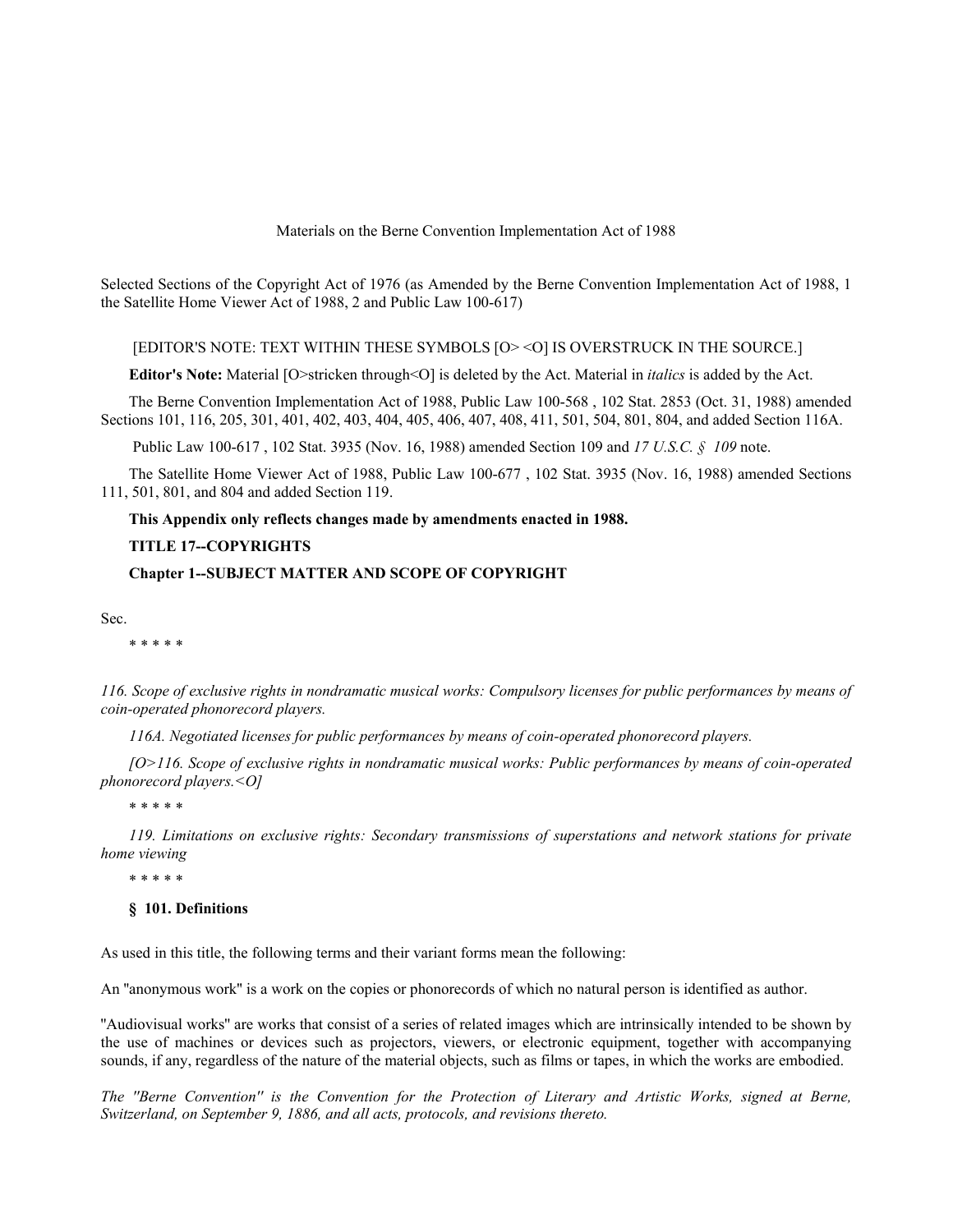Materials on the Berne Convention Implementation Act of 1988

Selected Sections of the Copyright Act of 1976 (as Amended by the Berne Convention Implementation Act of 1988, 1 the Satellite Home Viewer Act of 1988, 2 and Public Law 100-617)

[EDITOR'S NOTE: TEXT WITHIN THESE SYMBOLS [O> <O] IS OVERSTRUCK IN THE SOURCE.]

**Editor's Note:** Material [O>stricken through<O] is deleted by the Act. Material in *italics* is added by the Act.

The Berne Convention Implementation Act of 1988, Public Law 100-568 , 102 Stat. 2853 (Oct. 31, 1988) amended Sections 101, 116, 205, 301, 401, 402, 403, 404, 405, 406, 407, 408, 411, 501, 504, 801, 804, and added Section 116A.

Public Law 100-617 , 102 Stat. 3935 (Nov. 16, 1988) amended Section 109 and *17 U.S.C. § 109* note.

The Satellite Home Viewer Act of 1988, Public Law 100-677 , 102 Stat. 3935 (Nov. 16, 1988) amended Sections 111, 501, 801, and 804 and added Section 119.

**This Appendix only reflects changes made by amendments enacted in 1988.**

**TITLE 17--COPYRIGHTS**

**Chapter 1--SUBJECT MATTER AND SCOPE OF COPYRIGHT**

Sec.

\* \* \* \* \*

*116. Scope of exclusive rights in nondramatic musical works: Compulsory licenses for public performances by means of coin-operated phonorecord players.*

*116A. Negotiated licenses for public performances by means of coin-operated phonorecord players.*

*[O>116. Scope of exclusive rights in nondramatic musical works: Public performances by means of coin-operated phonorecord players.<O]*

\* \* \* \* \*

*119. Limitations on exclusive rights: Secondary transmissions of superstations and network stations for private home viewing*

\* \* \* \* \*

**§ 101. Definitions**

As used in this title, the following terms and their variant forms mean the following:

An "anonymous work" is a work on the copies or phonorecords of which no natural person is identified as author.

"Audiovisual works" are works that consist of a series of related images which are intrinsically intended to be shown by the use of machines or devices such as projectors, viewers, or electronic equipment, together with accompanying sounds, if any, regardless of the nature of the material objects, such as films or tapes, in which the works are embodied.

*The "Berne Convention" is the Convention for the Protection of Literary and Artistic Works, signed at Berne, Switzerland, on September 9, 1886, and all acts, protocols, and revisions thereto.*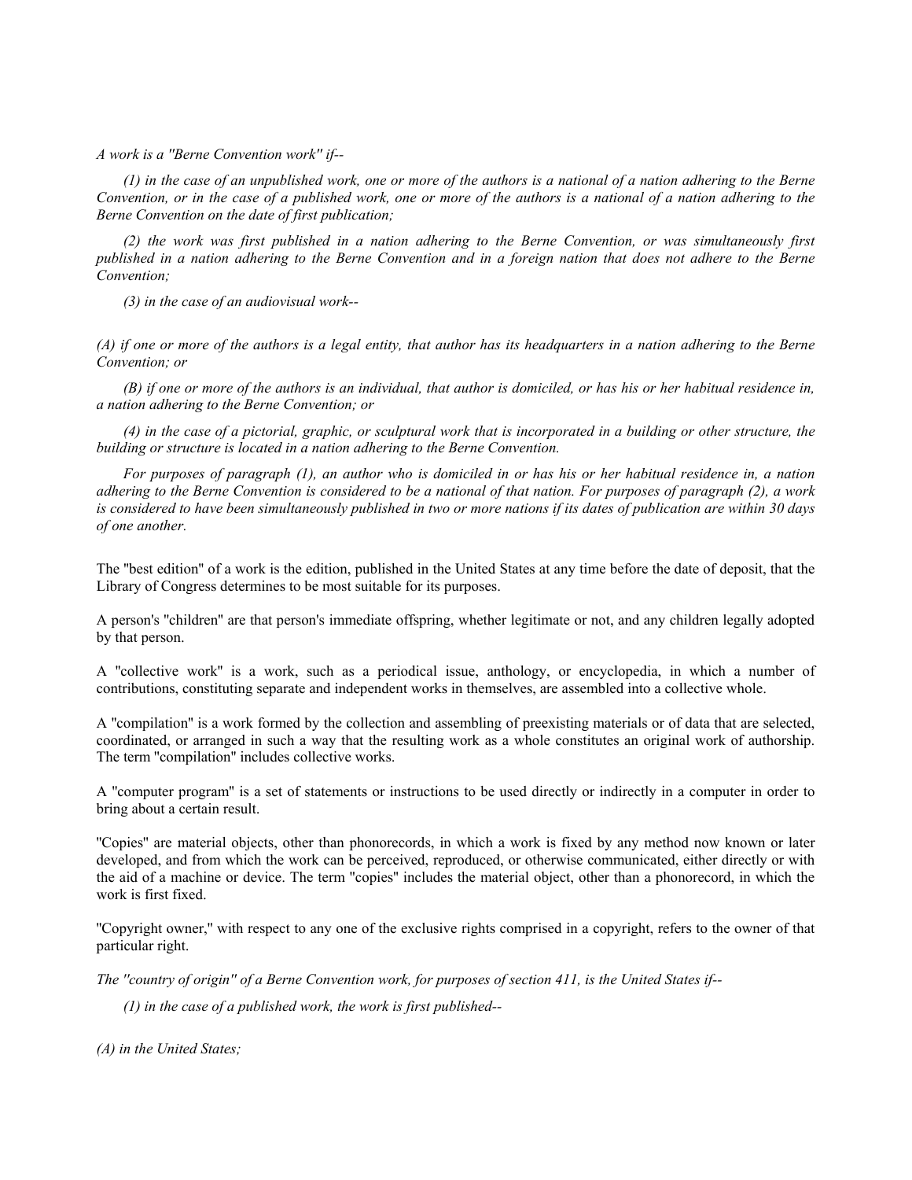*A work is a "Berne Convention work" if--*

*(1) in the case of an unpublished work, one or more of the authors is a national of a nation adhering to the Berne Convention, or in the case of a published work, one or more of the authors is a national of a nation adhering to the Berne Convention on the date of first publication;*

*(2) the work was first published in a nation adhering to the Berne Convention, or was simultaneously first published in a nation adhering to the Berne Convention and in a foreign nation that does not adhere to the Berne Convention;*

*(3) in the case of an audiovisual work--*

*(A) if one or more of the authors is a legal entity, that author has its headquarters in a nation adhering to the Berne Convention; or*

*(B) if one or more of the authors is an individual, that author is domiciled, or has his or her habitual residence in, a nation adhering to the Berne Convention; or*

*(4) in the case of a pictorial, graphic, or sculptural work that is incorporated in a building or other structure, the building or structure is located in a nation adhering to the Berne Convention.*

*For purposes of paragraph (1), an author who is domiciled in or has his or her habitual residence in, a nation adhering to the Berne Convention is considered to be a national of that nation. For purposes of paragraph (2), a work is considered to have been simultaneously published in two or more nations if its dates of publication are within 30 days of one another.*

The "best edition" of a work is the edition, published in the United States at any time before the date of deposit, that the Library of Congress determines to be most suitable for its purposes.

A person's "children" are that person's immediate offspring, whether legitimate or not, and any children legally adopted by that person.

A "collective work" is a work, such as a periodical issue, anthology, or encyclopedia, in which a number of contributions, constituting separate and independent works in themselves, are assembled into a collective whole.

A "compilation" is a work formed by the collection and assembling of preexisting materials or of data that are selected, coordinated, or arranged in such a way that the resulting work as a whole constitutes an original work of authorship. The term "compilation" includes collective works.

A "computer program" is a set of statements or instructions to be used directly or indirectly in a computer in order to bring about a certain result.

"Copies" are material objects, other than phonorecords, in which a work is fixed by any method now known or later developed, and from which the work can be perceived, reproduced, or otherwise communicated, either directly or with the aid of a machine or device. The term "copies" includes the material object, other than a phonorecord, in which the work is first fixed.

"Copyright owner," with respect to any one of the exclusive rights comprised in a copyright, refers to the owner of that particular right.

*The "country of origin" of a Berne Convention work, for purposes of section 411, is the United States if--*

*(1) in the case of a published work, the work is first published--*

*(A) in the United States;*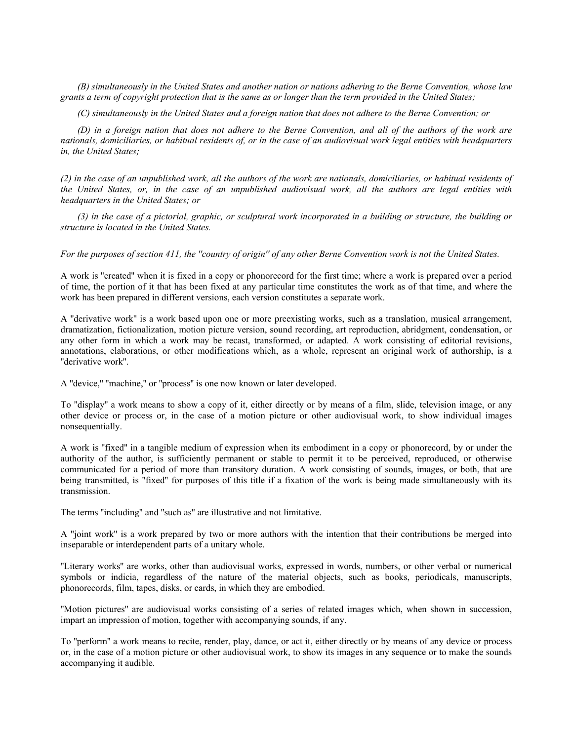*(B) simultaneously in the United States and another nation or nations adhering to the Berne Convention, whose law grants a term of copyright protection that is the same as or longer than the term provided in the United States;*

*(C) simultaneously in the United States and a foreign nation that does not adhere to the Berne Convention; or*

*(D) in a foreign nation that does not adhere to the Berne Convention, and all of the authors of the work are nationals, domiciliaries, or habitual residents of, or in the case of an audiovisual work legal entities with headquarters in, the United States;*

*(2) in the case of an unpublished work, all the authors of the work are nationals, domiciliaries, or habitual residents of the United States, or, in the case of an unpublished audiovisual work, all the authors are legal entities with headquarters in the United States; or*

*(3) in the case of a pictorial, graphic, or sculptural work incorporated in a building or structure, the building or structure is located in the United States.*

*For the purposes of section 411, the ''country of origin'' of any other Berne Convention work is not the United States.*

A work is "created" when it is fixed in a copy or phonorecord for the first time; where a work is prepared over a period of time, the portion of it that has been fixed at any particular time constitutes the work as of that time, and where the work has been prepared in different versions, each version constitutes a separate work.

A "derivative work" is a work based upon one or more preexisting works, such as a translation, musical arrangement, dramatization, fictionalization, motion picture version, sound recording, art reproduction, abridgment, condensation, or any other form in which a work may be recast, transformed, or adapted. A work consisting of editorial revisions, annotations, elaborations, or other modifications which, as a whole, represent an original work of authorship, is a "derivative work".

A "device," "machine," or "process" is one now known or later developed.

To "display" a work means to show a copy of it, either directly or by means of a film, slide, television image, or any other device or process or, in the case of a motion picture or other audiovisual work, to show individual images nonsequentially.

A work is "fixed" in a tangible medium of expression when its embodiment in a copy or phonorecord, by or under the authority of the author, is sufficiently permanent or stable to permit it to be perceived, reproduced, or otherwise communicated for a period of more than transitory duration. A work consisting of sounds, images, or both, that are being transmitted, is "fixed" for purposes of this title if a fixation of the work is being made simultaneously with its transmission.

The terms "including" and "such as" are illustrative and not limitative.

A "joint work" is a work prepared by two or more authors with the intention that their contributions be merged into inseparable or interdependent parts of a unitary whole.

"Literary works" are works, other than audiovisual works, expressed in words, numbers, or other verbal or numerical symbols or indicia, regardless of the nature of the material objects, such as books, periodicals, manuscripts, phonorecords, film, tapes, disks, or cards, in which they are embodied.

"Motion pictures" are audiovisual works consisting of a series of related images which, when shown in succession, impart an impression of motion, together with accompanying sounds, if any.

To "perform" a work means to recite, render, play, dance, or act it, either directly or by means of any device or process or, in the case of a motion picture or other audiovisual work, to show its images in any sequence or to make the sounds accompanying it audible.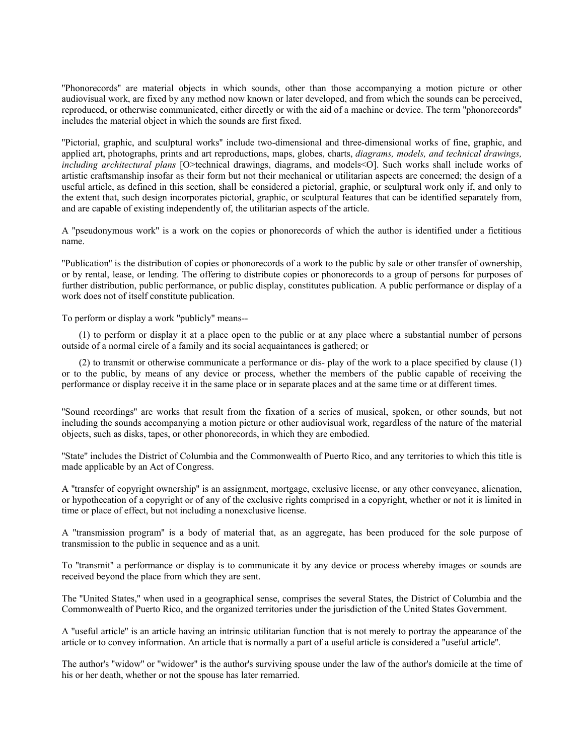"Phonorecords" are material objects in which sounds, other than those accompanying a motion picture or other audiovisual work, are fixed by any method now known or later developed, and from which the sounds can be perceived, reproduced, or otherwise communicated, either directly or with the aid of a machine or device. The term "phonorecords" includes the material object in which the sounds are first fixed.

"Pictorial, graphic, and sculptural works" include two-dimensional and three-dimensional works of fine, graphic, and applied art, photographs, prints and art reproductions, maps, globes, charts, *diagrams, models, and technical drawings, including architectural plans* [O>technical drawings, diagrams, and models<O]. Such works shall include works of artistic craftsmanship insofar as their form but not their mechanical or utilitarian aspects are concerned; the design of a useful article, as defined in this section, shall be considered a pictorial, graphic, or sculptural work only if, and only to the extent that, such design incorporates pictorial, graphic, or sculptural features that can be identified separately from, and are capable of existing independently of, the utilitarian aspects of the article.

A "pseudonymous work" is a work on the copies or phonorecords of which the author is identified under a fictitious name.

"Publication" is the distribution of copies or phonorecords of a work to the public by sale or other transfer of ownership, or by rental, lease, or lending. The offering to distribute copies or phonorecords to a group of persons for purposes of further distribution, public performance, or public display, constitutes publication. A public performance or display of a work does not of itself constitute publication.

To perform or display a work "publicly" means--

(1) to perform or display it at a place open to the public or at any place where a substantial number of persons outside of a normal circle of a family and its social acquaintances is gathered; or

(2) to transmit or otherwise communicate a performance or dis- play of the work to a place specified by clause (1) or to the public, by means of any device or process, whether the members of the public capable of receiving the performance or display receive it in the same place or in separate places and at the same time or at different times.

"Sound recordings" are works that result from the fixation of a series of musical, spoken, or other sounds, but not including the sounds accompanying a motion picture or other audiovisual work, regardless of the nature of the material objects, such as disks, tapes, or other phonorecords, in which they are embodied.

"State" includes the District of Columbia and the Commonwealth of Puerto Rico, and any territories to which this title is made applicable by an Act of Congress.

A "transfer of copyright ownership" is an assignment, mortgage, exclusive license, or any other conveyance, alienation, or hypothecation of a copyright or of any of the exclusive rights comprised in a copyright, whether or not it is limited in time or place of effect, but not including a nonexclusive license.

A "transmission program" is a body of material that, as an aggregate, has been produced for the sole purpose of transmission to the public in sequence and as a unit.

To "transmit" a performance or display is to communicate it by any device or process whereby images or sounds are received beyond the place from which they are sent.

The "United States," when used in a geographical sense, comprises the several States, the District of Columbia and the Commonwealth of Puerto Rico, and the organized territories under the jurisdiction of the United States Government.

A "useful article" is an article having an intrinsic utilitarian function that is not merely to portray the appearance of the article or to convey information. An article that is normally a part of a useful article is considered a "useful article".

The author's "widow" or "widower" is the author's surviving spouse under the law of the author's domicile at the time of his or her death, whether or not the spouse has later remarried.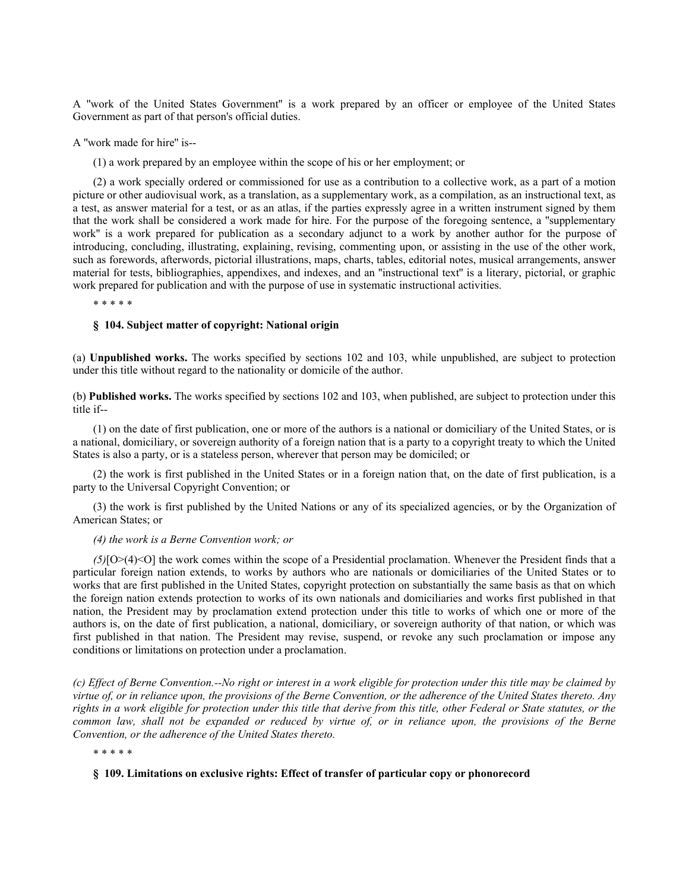A "work of the United States Government" is a work prepared by an officer or employee of the United States Government as part of that person's official duties.

A "work made for hire" is--

(1) a work prepared by an employee within the scope of his or her employment; or

(2) a work specially ordered or commissioned for use as a contribution to a collective work, as a part of a motion picture or other audiovisual work, as a translation, as a supplementary work, as a compilation, as an instructional text, as a test, as answer material for a test, or as an atlas, if the parties expressly agree in a written instrument signed by them that the work shall be considered a work made for hire. For the purpose of the foregoing sentence, a "supplementary work" is a work prepared for publication as a secondary adjunct to a work by another author for the purpose of introducing, concluding, illustrating, explaining, revising, commenting upon, or assisting in the use of the other work, such as forewords, afterwords, pictorial illustrations, maps, charts, tables, editorial notes, musical arrangements, answer material for tests, bibliographies, appendixes, and indexes, and an "instructional text" is a literary, pictorial, or graphic work prepared for publication and with the purpose of use in systematic instructional activities.

* * * * *

### § 104. Subject matter of copyright: National origin

(a) **Unpublished works.** The works specified by sections 102 and 103, while unpublished, are subject to protection under this title without regard to the nationality or domicile of the author.

(b) **Published works.** The works specified by sections 102 and 103, when published, are subject to protection under this title if--

(1) on the date of first publication, one or more of the authors is a national or domiciliary of the United States, or is a national, domiciliary, or sovereign authority of a foreign nation that is a party to a copyright treaty to which the United States is also a party, or is a stateless person, wherever that person may be domiciled; or

(2) the work is first published in the United States or in a foreign nation that, on the date of first publication, is a party to the Universal Copyright Convention; or

(3) the work is first published by the United Nations or any of its specialized agencies, or by the Organization of American States; or

*(4) the work is a Berne Convention work; or*

*(5)*[O>(4)<O] the work comes within the scope of a Presidential proclamation. Whenever the President finds that a particular foreign nation extends, to works by authors who are nationals or domiciliaries of the United States or to works that are first published in the United States, copyright protection on substantially the same basis as that on which the foreign nation extends protection to works of its own nationals and domiciliaries and works first published in that nation, the President may by proclamation extend protection under this title to works of which one or more of the authors is, on the date of first publication, a national, domiciliary, or sovereign authority of that nation, or which was first published in that nation. The President may revise, suspend, or revoke any such proclamation or impose any conditions or limitations on protection under a proclamation.

*(c) Effect of Berne Convention.--No right or interest in a work eligible for protection under this title may be claimed by virtue of, or in reliance upon, the provisions of the Berne Convention, or the adherence of the United States thereto. Any rights in a work eligible for protection under this title that derive from this title, other Federal or State statutes, or the common law, shall not be expanded or reduced by virtue of, or in reliance upon, the provisions of the Berne Convention, or the adherence of the United States thereto.*

* * * * *

### § 109. Limitations on exclusive rights: Effect of transfer of particular copy or phonorecord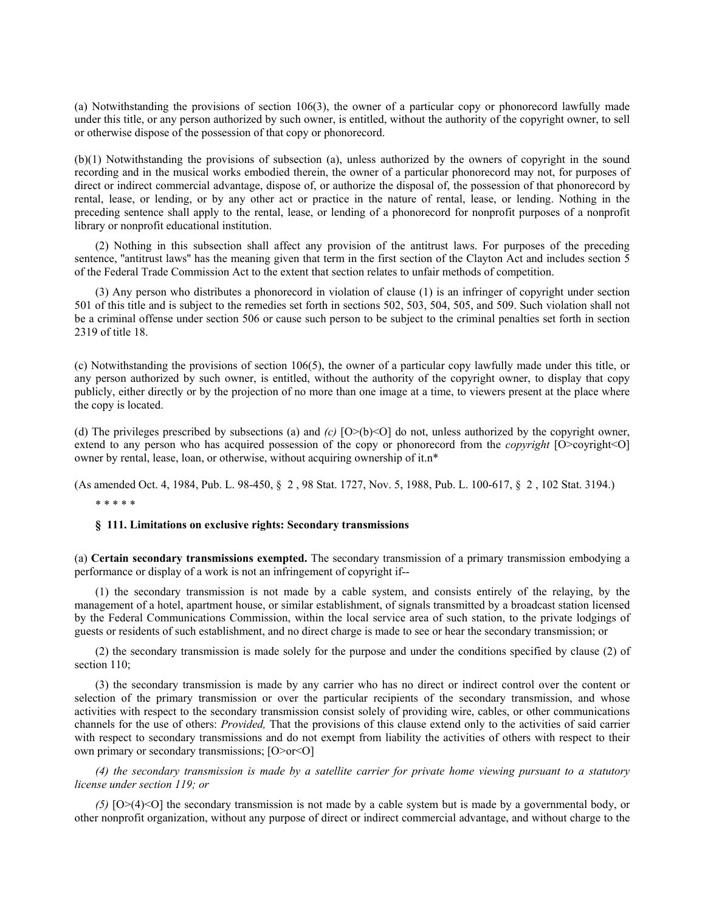(a) Notwithstanding the provisions of section 106(3), the owner of a particular copy or phonorecord lawfully made under this title, or any person authorized by such owner, is entitled, without the authority of the copyright owner, to sell or otherwise dispose of the possession of that copy or phonorecord.

(b)(1) Notwithstanding the provisions of subsection (a), unless authorized by the owners of copyright in the sound recording and in the musical works embodied therein, the owner of a particular phonorecord may not, for purposes of direct or indirect commercial advantage, dispose of, or authorize the disposal of, the possession of that phonorecord by rental, lease, or lending, or by any other act or practice in the nature of rental, lease, or lending. Nothing in the preceding sentence shall apply to the rental, lease, or lending of a phonorecord for nonprofit purposes of a nonprofit library or nonprofit educational institution.

(2) Nothing in this subsection shall affect any provision of the antitrust laws. For purposes of the preceding sentence, "antitrust laws" has the meaning given that term in the first section of the Clayton Act and includes section 5 of the Federal Trade Commission Act to the extent that section relates to unfair methods of competition.

(3) Any person who distributes a phonorecord in violation of clause (1) is an infringer of copyright under section 501 of this title and is subject to the remedies set forth in sections 502, 503, 504, 505, and 509. Such violation shall not be a criminal offense under section 506 or cause such person to be subject to the criminal penalties set forth in section 2319 of title 18.

(c) Notwithstanding the provisions of section 106(5), the owner of a particular copy lawfully made under this title, or any person authorized by such owner, is entitled, without the authority of the copyright owner, to display that copy publicly, either directly or by the projection of no more than one image at a time, to viewers present at the place where the copy is located.

(d) The privileges prescribed by subsections (a) and *(c)* [O>(b)<O] do not, unless authorized by the copyright owner, extend to any person who has acquired possession of the copy or phonorecord from the *copyright* [O>coyright<O] owner by rental, lease, loan, or otherwise, without acquiring ownership of it.n*

(As amended Oct. 4, 1984, Pub. L. 98-450, § 2 , 98 Stat. 1727, Nov. 5, 1988, Pub. L. 100-617, § 2 , 102 Stat. 3194.)

* * * * *

**§ 111. Limitations on exclusive rights: Secondary transmissions**

(a) **Certain secondary transmissions exempted.** The secondary transmission of a primary transmission embodying a performance or display of a work is not an infringement of copyright if--

(1) the secondary transmission is not made by a cable system, and consists entirely of the relaying, by the management of a hotel, apartment house, or similar establishment, of signals transmitted by a broadcast station licensed by the Federal Communications Commission, within the local service area of such station, to the private lodgings of guests or residents of such establishment, and no direct charge is made to see or hear the secondary transmission; or

(2) the secondary transmission is made solely for the purpose and under the conditions specified by clause (2) of section 110;

(3) the secondary transmission is made by any carrier who has no direct or indirect control over the content or selection of the primary transmission or over the particular recipients of the secondary transmission, and whose activities with respect to the secondary transmission consist solely of providing wire, cables, or other communications channels for the use of others: *Provided,* That the provisions of this clause extend only to the activities of said carrier with respect to secondary transmissions and do not exempt from liability the activities of others with respect to their own primary or secondary transmissions; [O>or<O]

*(4) the secondary transmission is made by a satellite carrier for private home viewing pursuant to a statutory license under section 119; or*

*(5)* [O>(4)<O] the secondary transmission is not made by a cable system but is made by a governmental body, or other nonprofit organization, without any purpose of direct or indirect commercial advantage, and without charge to the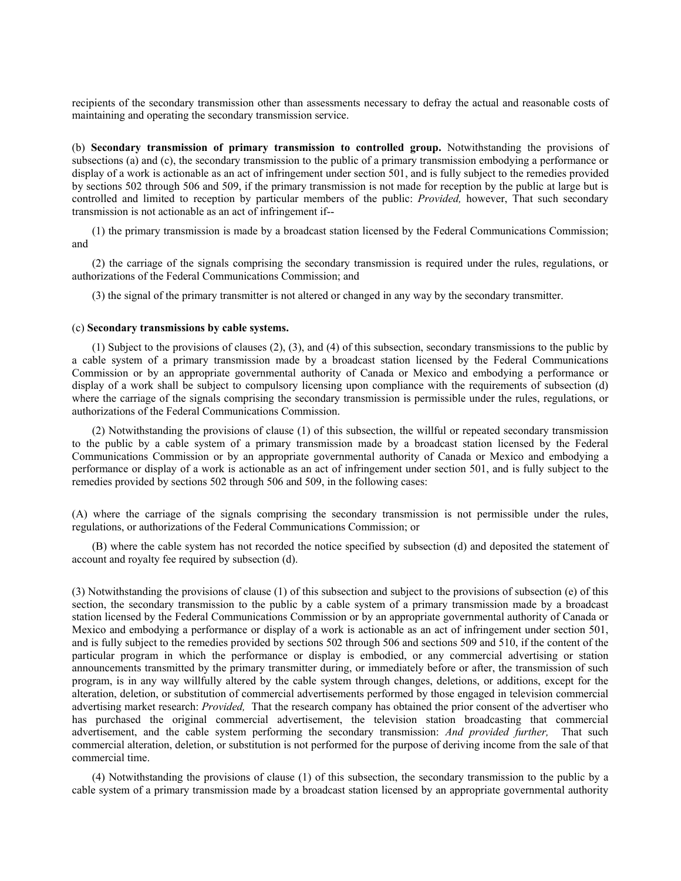recipients of the secondary transmission other than assessments necessary to defray the actual and reasonable costs of maintaining and operating the secondary transmission service.

(b) **Secondary transmission of primary transmission to controlled group.** Notwithstanding the provisions of subsections (a) and (c), the secondary transmission to the public of a primary transmission embodying a performance or display of a work is actionable as an act of infringement under section 501, and is fully subject to the remedies provided by sections 502 through 506 and 509, if the primary transmission is not made for reception by the public at large but is controlled and limited to reception by particular members of the public: *Provided,* however, That such secondary transmission is not actionable as an act of infringement if--

(1) the primary transmission is made by a broadcast station licensed by the Federal Communications Commission; and

(2) the carriage of the signals comprising the secondary transmission is required under the rules, regulations, or authorizations of the Federal Communications Commission; and

(3) the signal of the primary transmitter is not altered or changed in any way by the secondary transmitter.

(c) **Secondary transmissions by cable systems.**

(1) Subject to the provisions of clauses (2), (3), and (4) of this subsection, secondary transmissions to the public by a cable system of a primary transmission made by a broadcast station licensed by the Federal Communications Commission or by an appropriate governmental authority of Canada or Mexico and embodying a performance or display of a work shall be subject to compulsory licensing upon compliance with the requirements of subsection (d) where the carriage of the signals comprising the secondary transmission is permissible under the rules, regulations, or authorizations of the Federal Communications Commission.

(2) Notwithstanding the provisions of clause (1) of this subsection, the willful or repeated secondary transmission to the public by a cable system of a primary transmission made by a broadcast station licensed by the Federal Communications Commission or by an appropriate governmental authority of Canada or Mexico and embodying a performance or display of a work is actionable as an act of infringement under section 501, and is fully subject to the remedies provided by sections 502 through 506 and 509, in the following cases:

(A) where the carriage of the signals comprising the secondary transmission is not permissible under the rules, regulations, or authorizations of the Federal Communications Commission; or

(B) where the cable system has not recorded the notice specified by subsection (d) and deposited the statement of account and royalty fee required by subsection (d).

(3) Notwithstanding the provisions of clause (1) of this subsection and subject to the provisions of subsection (e) of this section, the secondary transmission to the public by a cable system of a primary transmission made by a broadcast station licensed by the Federal Communications Commission or by an appropriate governmental authority of Canada or Mexico and embodying a performance or display of a work is actionable as an act of infringement under section 501, and is fully subject to the remedies provided by sections 502 through 506 and sections 509 and 510, if the content of the particular program in which the performance or display is embodied, or any commercial advertising or station announcements transmitted by the primary transmitter during, or immediately before or after, the transmission of such program, is in any way willfully altered by the cable system through changes, deletions, or additions, except for the alteration, deletion, or substitution of commercial advertisements performed by those engaged in television commercial advertising market research: *Provided,* That the research company has obtained the prior consent of the advertiser who has purchased the original commercial advertisement, the television station broadcasting that commercial advertisement, and the cable system performing the secondary transmission: *And provided further,* That such commercial alteration, deletion, or substitution is not performed for the purpose of deriving income from the sale of that commercial time.

(4) Notwithstanding the provisions of clause (1) of this subsection, the secondary transmission to the public by a cable system of a primary transmission made by a broadcast station licensed by an appropriate governmental authority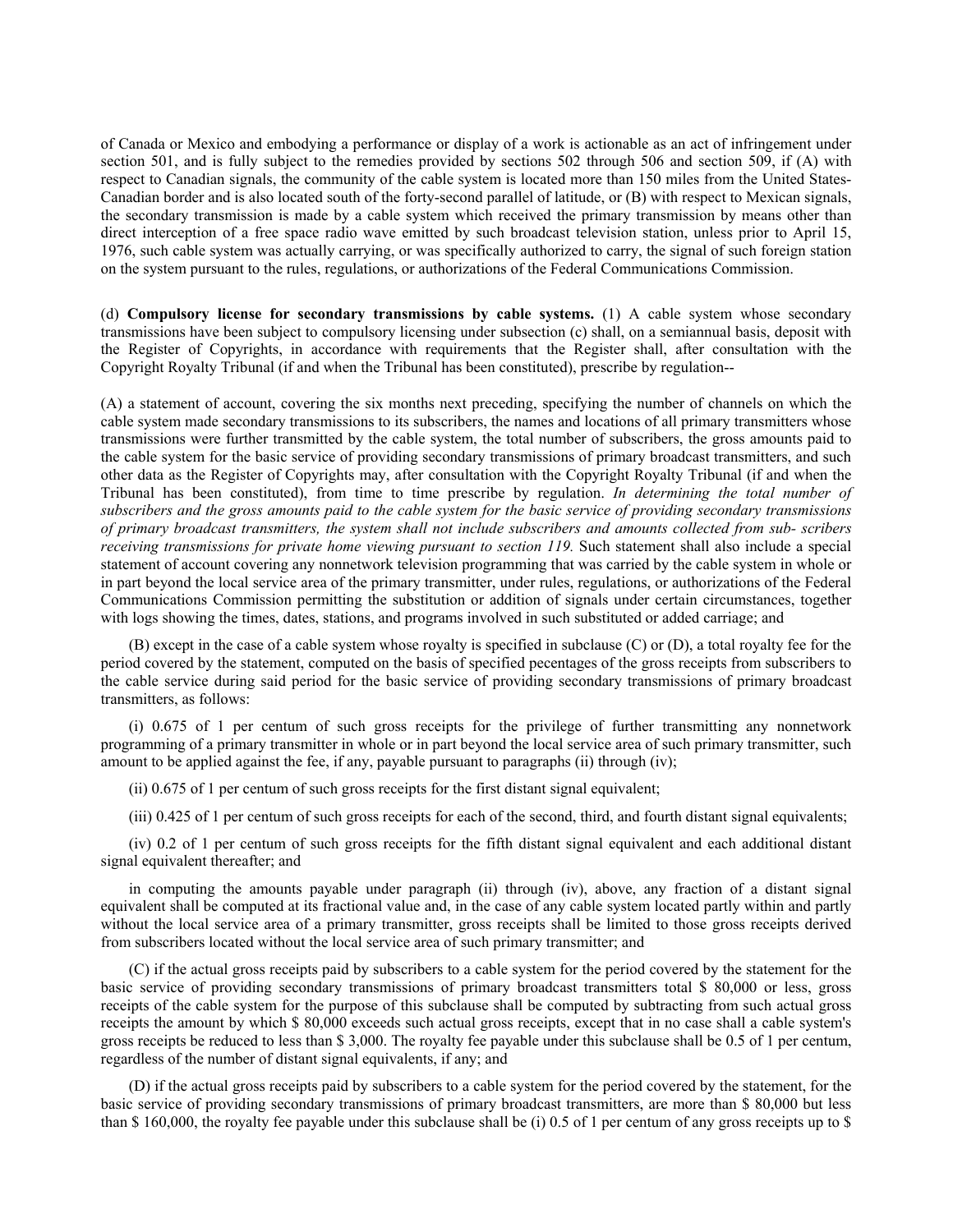of Canada or Mexico and embodying a performance or display of a work is actionable as an act of infringement under section 501, and is fully subject to the remedies provided by sections 502 through 506 and section 509, if (A) with respect to Canadian signals, the community of the cable system is located more than 150 miles from the United States-Canadian border and is also located south of the forty-second parallel of latitude, or (B) with respect to Mexican signals, the secondary transmission is made by a cable system which received the primary transmission by means other than direct interception of a free space radio wave emitted by such broadcast television station, unless prior to April 15, 1976, such cable system was actually carrying, or was specifically authorized to carry, the signal of such foreign station on the system pursuant to the rules, regulations, or authorizations of the Federal Communications Commission.

(d) **Compulsory license for secondary transmissions by cable systems.** (1) A cable system whose secondary transmissions have been subject to compulsory licensing under subsection (c) shall, on a semiannual basis, deposit with the Register of Copyrights, in accordance with requirements that the Register shall, after consultation with the Copyright Royalty Tribunal (if and when the Tribunal has been constituted), prescribe by regulation--

(A) a statement of account, covering the six months next preceding, specifying the number of channels on which the cable system made secondary transmissions to its subscribers, the names and locations of all primary transmitters whose transmissions were further transmitted by the cable system, the total number of subscribers, the gross amounts paid to the cable system for the basic service of providing secondary transmissions of primary broadcast transmitters, and such other data as the Register of Copyrights may, after consultation with the Copyright Royalty Tribunal (if and when the Tribunal has been constituted), from time to time prescribe by regulation. *In determining the total number of subscribers and the gross amounts paid to the cable system for the basic service of providing secondary transmissions of primary broadcast transmitters, the system shall not include subscribers and amounts collected from sub- scribers receiving transmissions for private home viewing pursuant to section 119.* Such statement shall also include a special statement of account covering any nonnetwork television programming that was carried by the cable system in whole or in part beyond the local service area of the primary transmitter, under rules, regulations, or authorizations of the Federal Communications Commission permitting the substitution or addition of signals under certain circumstances, together with logs showing the times, dates, stations, and programs involved in such substituted or added carriage; and

(B) except in the case of a cable system whose royalty is specified in subclause (C) or (D), a total royalty fee for the period covered by the statement, computed on the basis of specified pecentages of the gross receipts from subscribers to the cable service during said period for the basic service of providing secondary transmissions of primary broadcast transmitters, as follows:

(i) 0.675 of 1 per centum of such gross receipts for the privilege of further transmitting any nonnetwork programming of a primary transmitter in whole or in part beyond the local service area of such primary transmitter, such amount to be applied against the fee, if any, payable pursuant to paragraphs (ii) through (iv);

(ii) 0.675 of 1 per centum of such gross receipts for the first distant signal equivalent;

(iii) 0.425 of 1 per centum of such gross receipts for each of the second, third, and fourth distant signal equivalents;

(iv) 0.2 of 1 per centum of such gross receipts for the fifth distant signal equivalent and each additional distant signal equivalent thereafter; and

in computing the amounts payable under paragraph (ii) through (iv), above, any fraction of a distant signal equivalent shall be computed at its fractional value and, in the case of any cable system located partly within and partly without the local service area of a primary transmitter, gross receipts shall be limited to those gross receipts derived from subscribers located without the local service area of such primary transmitter; and

(C) if the actual gross receipts paid by subscribers to a cable system for the period covered by the statement for the basic service of providing secondary transmissions of primary broadcast transmitters total $ 80,000 or less, gross receipts of the cable system for the purpose of this subclause shall be computed by subtracting from such actual gross receipts the amount by which $ 80,000 exceeds such actual gross receipts, except that in no case shall a cable system's gross receipts be reduced to less than $ 3,000. The royalty fee payable under this subclause shall be 0.5 of 1 per centum, regardless of the number of distant signal equivalents, if any; and

(D) if the actual gross receipts paid by subscribers to a cable system for the period covered by the statement, for the basic service of providing secondary transmissions of primary broadcast transmitters, are more than $ 80,000 but less than $ 160,000, the royalty fee payable under this subclause shall be (i) 0.5 of 1 per centum of any gross receipts up to $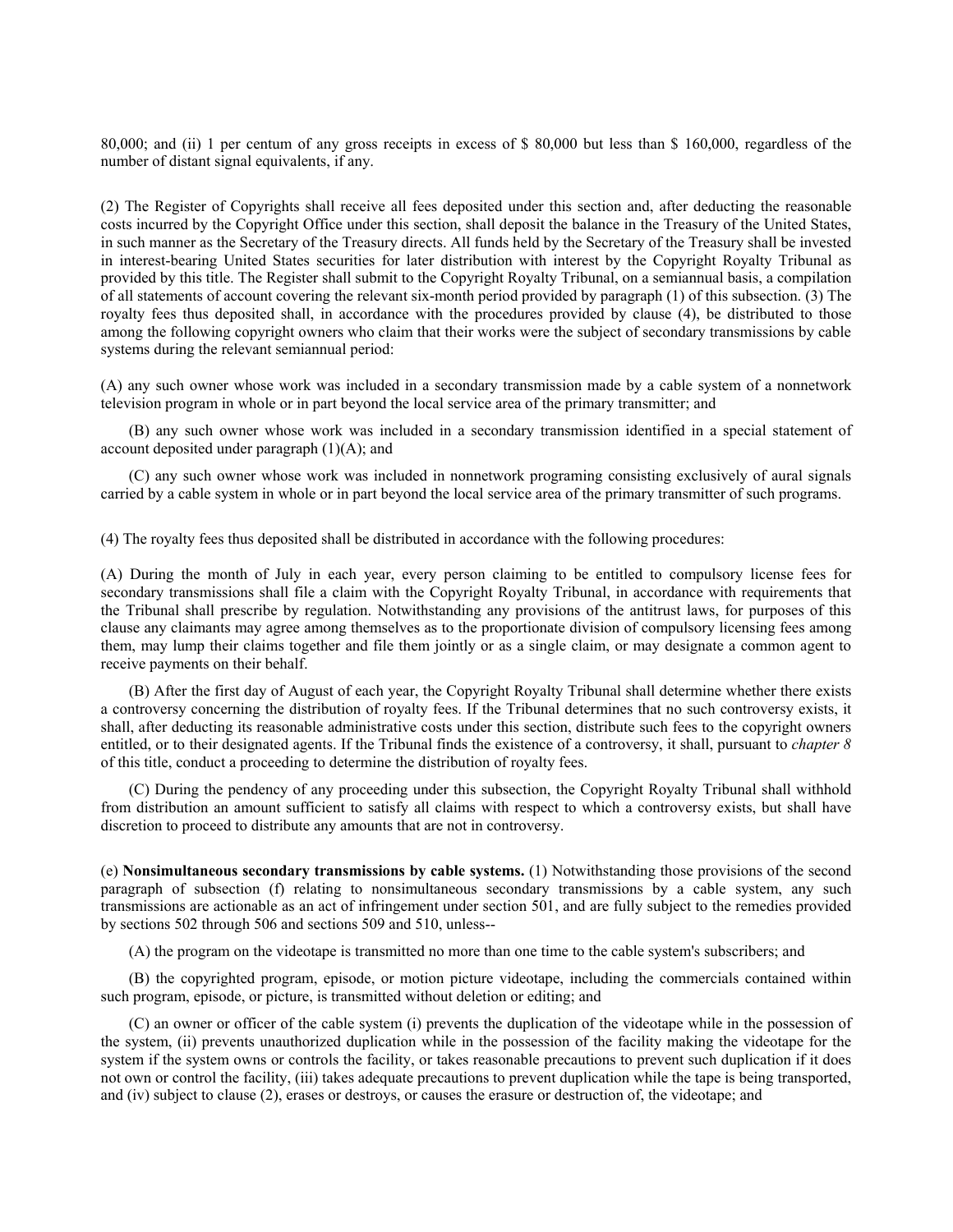80,000; and (ii) 1 per centum of any gross receipts in excess of $ 80,000 but less than $ 160,000, regardless of the number of distant signal equivalents, if any.

(2) The Register of Copyrights shall receive all fees deposited under this section and, after deducting the reasonable costs incurred by the Copyright Office under this section, shall deposit the balance in the Treasury of the United States, in such manner as the Secretary of the Treasury directs. All funds held by the Secretary of the Treasury shall be invested in interest-bearing United States securities for later distribution with interest by the Copyright Royalty Tribunal as provided by this title. The Register shall submit to the Copyright Royalty Tribunal, on a semiannual basis, a compilation of all statements of account covering the relevant six-month period provided by paragraph (1) of this subsection. (3) The royalty fees thus deposited shall, in accordance with the procedures provided by clause (4), be distributed to those among the following copyright owners who claim that their works were the subject of secondary transmissions by cable systems during the relevant semiannual period:

(A) any such owner whose work was included in a secondary transmission made by a cable system of a nonnetwork television program in whole or in part beyond the local service area of the primary transmitter; and

(B) any such owner whose work was included in a secondary transmission identified in a special statement of account deposited under paragraph (1)(A); and

(C) any such owner whose work was included in nonnetwork programing consisting exclusively of aural signals carried by a cable system in whole or in part beyond the local service area of the primary transmitter of such programs.

(4) The royalty fees thus deposited shall be distributed in accordance with the following procedures:

(A) During the month of July in each year, every person claiming to be entitled to compulsory license fees for secondary transmissions shall file a claim with the Copyright Royalty Tribunal, in accordance with requirements that the Tribunal shall prescribe by regulation. Notwithstanding any provisions of the antitrust laws, for purposes of this clause any claimants may agree among themselves as to the proportionate division of compulsory licensing fees among them, may lump their claims together and file them jointly or as a single claim, or may designate a common agent to receive payments on their behalf.

(B) After the first day of August of each year, the Copyright Royalty Tribunal shall determine whether there exists a controversy concerning the distribution of royalty fees. If the Tribunal determines that no such controversy exists, it shall, after deducting its reasonable administrative costs under this section, distribute such fees to the copyright owners entitled, or to their designated agents. If the Tribunal finds the existence of a controversy, it shall, pursuant to *chapter 8* of this title, conduct a proceeding to determine the distribution of royalty fees.

(C) During the pendency of any proceeding under this subsection, the Copyright Royalty Tribunal shall withhold from distribution an amount sufficient to satisfy all claims with respect to which a controversy exists, but shall have discretion to proceed to distribute any amounts that are not in controversy.

(e) **Nonsimultaneous secondary transmissions by cable systems.** (1) Notwithstanding those provisions of the second paragraph of subsection (f) relating to nonsimultaneous secondary transmissions by a cable system, any such transmissions are actionable as an act of infringement under section 501, and are fully subject to the remedies provided by sections 502 through 506 and sections 509 and 510, unless--

(A) the program on the videotape is transmitted no more than one time to the cable system's subscribers; and

(B) the copyrighted program, episode, or motion picture videotape, including the commercials contained within such program, episode, or picture, is transmitted without deletion or editing; and

(C) an owner or officer of the cable system (i) prevents the duplication of the videotape while in the possession of the system, (ii) prevents unauthorized duplication while in the possession of the facility making the videotape for the system if the system owns or controls the facility, or takes reasonable precautions to prevent such duplication if it does not own or control the facility, (iii) takes adequate precautions to prevent duplication while the tape is being transported, and (iv) subject to clause (2), erases or destroys, or causes the erasure or destruction of, the videotape; and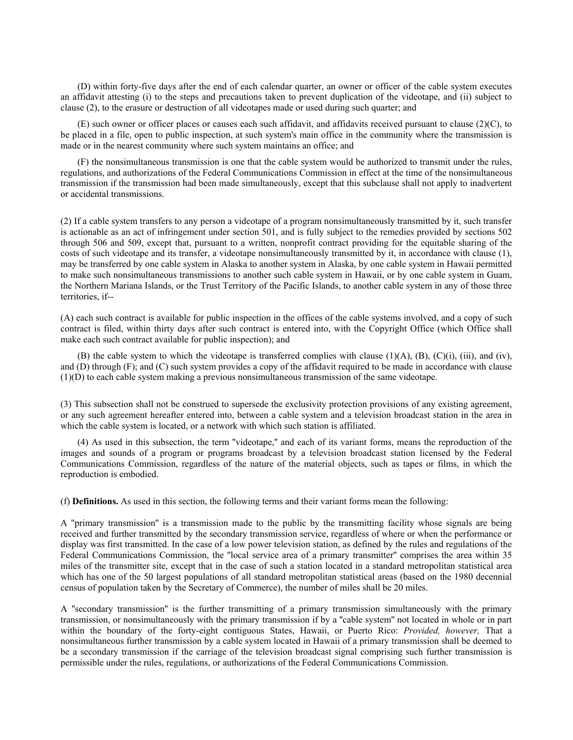(D) within forty-five days after the end of each calendar quarter, an owner or officer of the cable system executes an affidavit attesting (i) to the steps and precautions taken to prevent duplication of the videotape, and (ii) subject to clause (2), to the erasure or destruction of all videotapes made or used during such quarter; and

(E) such owner or officer places or causes each such affidavit, and affidavits received pursuant to clause (2)(C), to be placed in a file, open to public inspection, at such system's main office in the community where the transmission is made or in the nearest community where such system maintains an office; and

(F) the nonsimultaneous transmission is one that the cable system would be authorized to transmit under the rules, regulations, and authorizations of the Federal Communications Commission in effect at the time of the nonsimultaneous transmission if the transmission had been made simultaneously, except that this subclause shall not apply to inadvertent or accidental transmissions.

(2) If a cable system transfers to any person a videotape of a program nonsimultaneously transmitted by it, such transfer is actionable as an act of infringement under section 501, and is fully subject to the remedies provided by sections 502 through 506 and 509, except that, pursuant to a written, nonprofit contract providing for the equitable sharing of the costs of such videotape and its transfer, a videotape nonsimultaneously transmitted by it, in accordance with clause (1), may be transferred by one cable system in Alaska to another system in Alaska, by one cable system in Hawaii permitted to make such nonsimultaneous transmissions to another such cable system in Hawaii, or by one cable system in Guam, the Northern Mariana Islands, or the Trust Territory of the Pacific Islands, to another cable system in any of those three territories, if--

(A) each such contract is available for public inspection in the offices of the cable systems involved, and a copy of such contract is filed, within thirty days after such contract is entered into, with the Copyright Office (which Office shall make each such contract available for public inspection); and

(B) the cable system to which the videotape is transferred complies with clause (1)(A), (B), (C)(i), (iii), and (iv), and (D) through (F); and (C) such system provides a copy of the affidavit required to be made in accordance with clause (1)(D) to each cable system making a previous nonsimultaneous transmission of the same videotape.

(3) This subsection shall not be construed to supersede the exclusivity protection provisions of any existing agreement, or any such agreement hereafter entered into, between a cable system and a television broadcast station in the area in which the cable system is located, or a network with which such station is affiliated.

(4) As used in this subsection, the term "videotape," and each of its variant forms, means the reproduction of the images and sounds of a program or programs broadcast by a television broadcast station licensed by the Federal Communications Commission, regardless of the nature of the material objects, such as tapes or films, in which the reproduction is embodied.

(f) **Definitions.** As used in this section, the following terms and their variant forms mean the following:

A "primary transmission" is a transmission made to the public by the transmitting facility whose signals are being received and further transmitted by the secondary transmission service, regardless of where or when the performance or display was first transmitted. In the case of a low power television station, as defined by the rules and regulations of the Federal Communications Commission, the "local service area of a primary transmitter" comprises the area within 35 miles of the transmitter site, except that in the case of such a station located in a standard metropolitan statistical area which has one of the 50 largest populations of all standard metropolitan statistical areas (based on the 1980 decennial census of population taken by the Secretary of Commerce), the number of miles shall be 20 miles.

A "secondary transmission" is the further transmitting of a primary transmission simultaneously with the primary transmission, or nonsimultaneously with the primary transmission if by a "cable system" not located in whole or in part within the boundary of the forty-eight contiguous States, Hawaii, or Puerto Rico: *Provided, however,* That a nonsimultaneous further transmission by a cable system located in Hawaii of a primary transmission shall be deemed to be a secondary transmission if the carriage of the television broadcast signal comprising such further transmission is permissible under the rules, regulations, or authorizations of the Federal Communications Commission.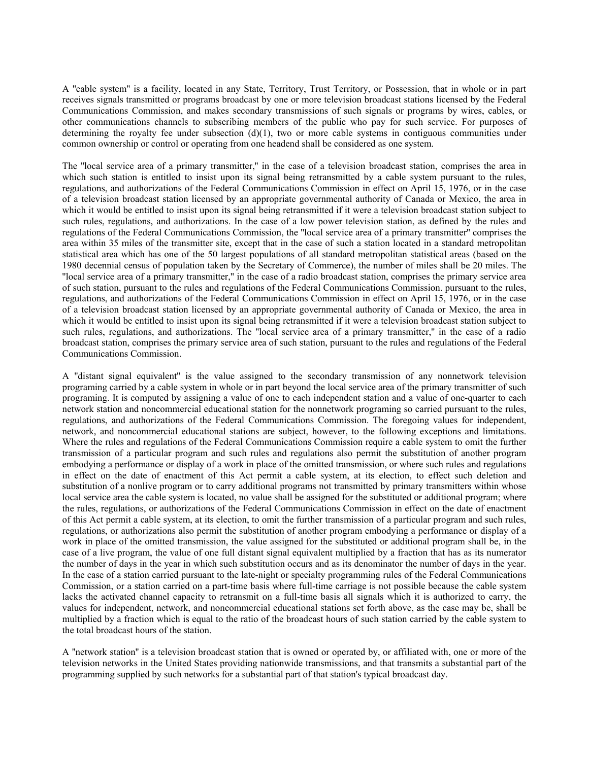A "cable system" is a facility, located in any State, Territory, Trust Territory, or Possession, that in whole or in part receives signals transmitted or programs broadcast by one or more television broadcast stations licensed by the Federal Communications Commission, and makes secondary transmissions of such signals or programs by wires, cables, or other communications channels to subscribing members of the public who pay for such service. For purposes of determining the royalty fee under subsection (d)(1), two or more cable systems in contiguous communities under common ownership or control or operating from one headend shall be considered as one system.

The "local service area of a primary transmitter," in the case of a television broadcast station, comprises the area in which such station is entitled to insist upon its signal being retransmitted by a cable system pursuant to the rules, regulations, and authorizations of the Federal Communications Commission in effect on April 15, 1976, or in the case of a television broadcast station licensed by an appropriate governmental authority of Canada or Mexico, the area in which it would be entitled to insist upon its signal being retransmitted if it were a television broadcast station subject to such rules, regulations, and authorizations. In the case of a low power television station, as defined by the rules and regulations of the Federal Communications Commission, the "local service area of a primary transmitter" comprises the area within 35 miles of the transmitter site, except that in the case of such a station located in a standard metropolitan statistical area which has one of the 50 largest populations of all standard metropolitan statistical areas (based on the 1980 decennial census of population taken by the Secretary of Commerce), the number of miles shall be 20 miles. The "local service area of a primary transmitter," in the case of a radio broadcast station, comprises the primary service area of such station, pursuant to the rules and regulations of the Federal Communications Commission. pursuant to the rules, regulations, and authorizations of the Federal Communications Commission in effect on April 15, 1976, or in the case of a television broadcast station licensed by an appropriate governmental authority of Canada or Mexico, the area in which it would be entitled to insist upon its signal being retransmitted if it were a television broadcast station subject to such rules, regulations, and authorizations. The "local service area of a primary transmitter," in the case of a radio broadcast station, comprises the primary service area of such station, pursuant to the rules and regulations of the Federal Communications Commission.

A "distant signal equivalent" is the value assigned to the secondary transmission of any nonnetwork television programing carried by a cable system in whole or in part beyond the local service area of the primary transmitter of such programing. It is computed by assigning a value of one to each independent station and a value of one-quarter to each network station and noncommercial educational station for the nonnetwork programing so carried pursuant to the rules, regulations, and authorizations of the Federal Communications Commission. The foregoing values for independent, network, and noncommercial educational stations are subject, however, to the following exceptions and limitations. Where the rules and regulations of the Federal Communications Commission require a cable system to omit the further transmission of a particular program and such rules and regulations also permit the substitution of another program embodying a performance or display of a work in place of the omitted transmission, or where such rules and regulations in effect on the date of enactment of this Act permit a cable system, at its election, to effect such deletion and substitution of a nonlive program or to carry additional programs not transmitted by primary transmitters within whose local service area the cable system is located, no value shall be assigned for the substituted or additional program; where the rules, regulations, or authorizations of the Federal Communications Commission in effect on the date of enactment of this Act permit a cable system, at its election, to omit the further transmission of a particular program and such rules, regulations, or authorizations also permit the substitution of another program embodying a performance or display of a work in place of the omitted transmission, the value assigned for the substituted or additional program shall be, in the case of a live program, the value of one full distant signal equivalent multiplied by a fraction that has as its numerator the number of days in the year in which such substitution occurs and as its denominator the number of days in the year. In the case of a station carried pursuant to the late-night or specialty programming rules of the Federal Communications Commission, or a station carried on a part-time basis where full-time carriage is not possible because the cable system lacks the activated channel capacity to retransmit on a full-time basis all signals which it is authorized to carry, the values for independent, network, and noncommercial educational stations set forth above, as the case may be, shall be multiplied by a fraction which is equal to the ratio of the broadcast hours of such station carried by the cable system to the total broadcast hours of the station.

A "network station" is a television broadcast station that is owned or operated by, or affiliated with, one or more of the television networks in the United States providing nationwide transmissions, and that transmits a substantial part of the programming supplied by such networks for a substantial part of that station's typical broadcast day.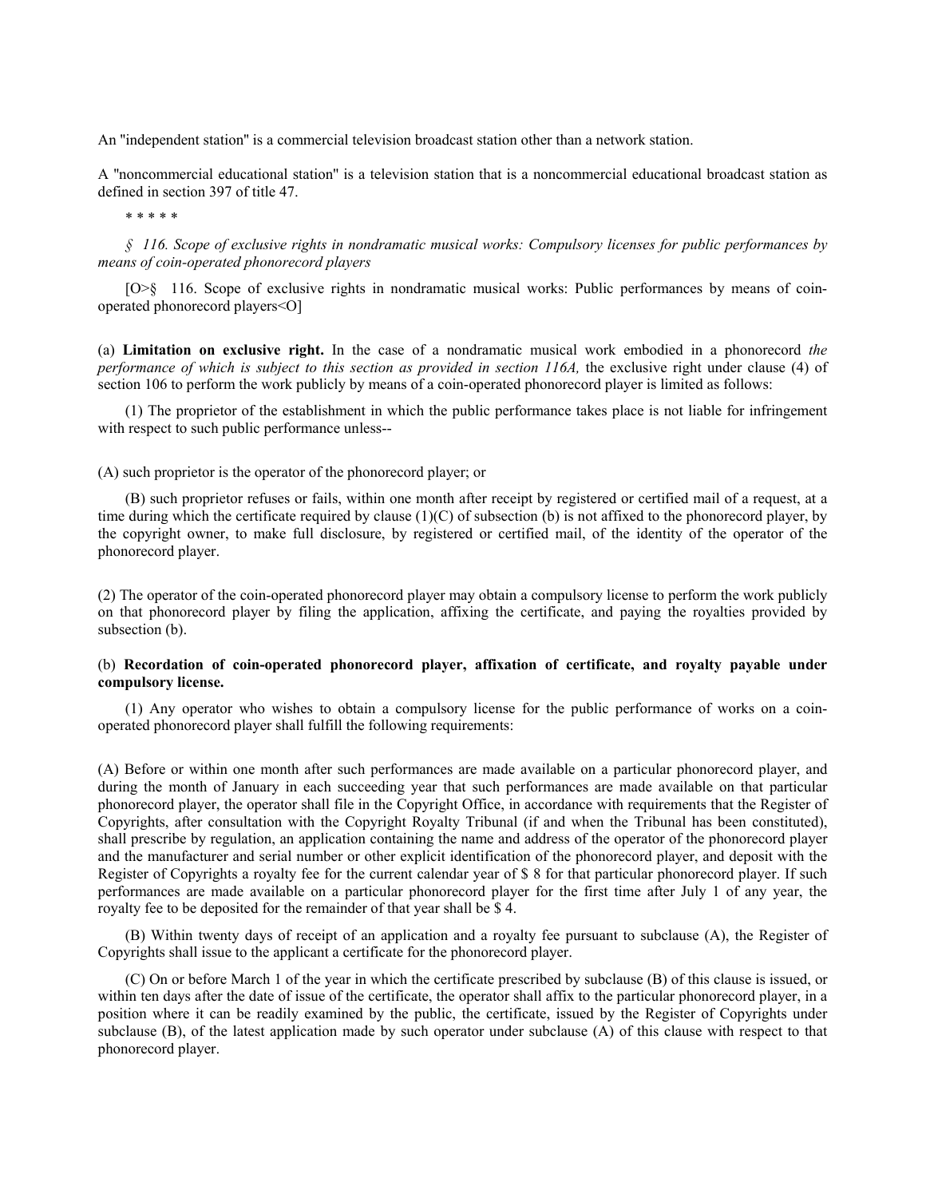An "independent station" is a commercial television broadcast station other than a network station.

A "noncommercial educational station" is a television station that is a noncommercial educational broadcast station as defined in section 397 of title 47.

\* \* \* \* \*

*§ 116. Scope of exclusive rights in nondramatic musical works: Compulsory licenses for public performances by means of coin-operated phonorecord players*

[O>§ 116. Scope of exclusive rights in nondramatic musical works: Public performances by means of coin-operated phonorecord players<O]

(a) **Limitation on exclusive right.** In the case of a nondramatic musical work embodied in a phonorecord *the performance of which is subject to this section as provided in section 116A,* the exclusive right under clause (4) of section 106 to perform the work publicly by means of a coin-operated phonorecord player is limited as follows:

(1) The proprietor of the establishment in which the public performance takes place is not liable for infringement with respect to such public performance unless--

(A) such proprietor is the operator of the phonorecord player; or

(B) such proprietor refuses or fails, within one month after receipt by registered or certified mail of a request, at a time during which the certificate required by clause (1)(C) of subsection (b) is not affixed to the phonorecord player, by the copyright owner, to make full disclosure, by registered or certified mail, of the identity of the operator of the phonorecord player.

(2) The operator of the coin-operated phonorecord player may obtain a compulsory license to perform the work publicly on that phonorecord player by filing the application, affixing the certificate, and paying the royalties provided by subsection (b).

(b) **Recordation of coin-operated phonorecord player, affixation of certificate, and royalty payable under compulsory license.**

(1) Any operator who wishes to obtain a compulsory license for the public performance of works on a coin-operated phonorecord player shall fulfill the following requirements:

(A) Before or within one month after such performances are made available on a particular phonorecord player, and during the month of January in each succeeding year that such performances are made available on that particular phonorecord player, the operator shall file in the Copyright Office, in accordance with requirements that the Register of Copyrights, after consultation with the Copyright Royalty Tribunal (if and when the Tribunal has been constituted), shall prescribe by regulation, an application containing the name and address of the operator of the phonorecord player and the manufacturer and serial number or other explicit identification of the phonorecord player, and deposit with the Register of Copyrights a royalty fee for the current calendar year of $ 8 for that particular phonorecord player. If such performances are made available on a particular phonorecord player for the first time after July 1 of any year, the royalty fee to be deposited for the remainder of that year shall be $ 4.

(B) Within twenty days of receipt of an application and a royalty fee pursuant to subclause (A), the Register of Copyrights shall issue to the applicant a certificate for the phonorecord player.

(C) On or before March 1 of the year in which the certificate prescribed by subclause (B) of this clause is issued, or within ten days after the date of issue of the certificate, the operator shall affix to the particular phonorecord player, in a position where it can be readily examined by the public, the certificate, issued by the Register of Copyrights under subclause (B), of the latest application made by such operator under subclause (A) of this clause with respect to that phonorecord player.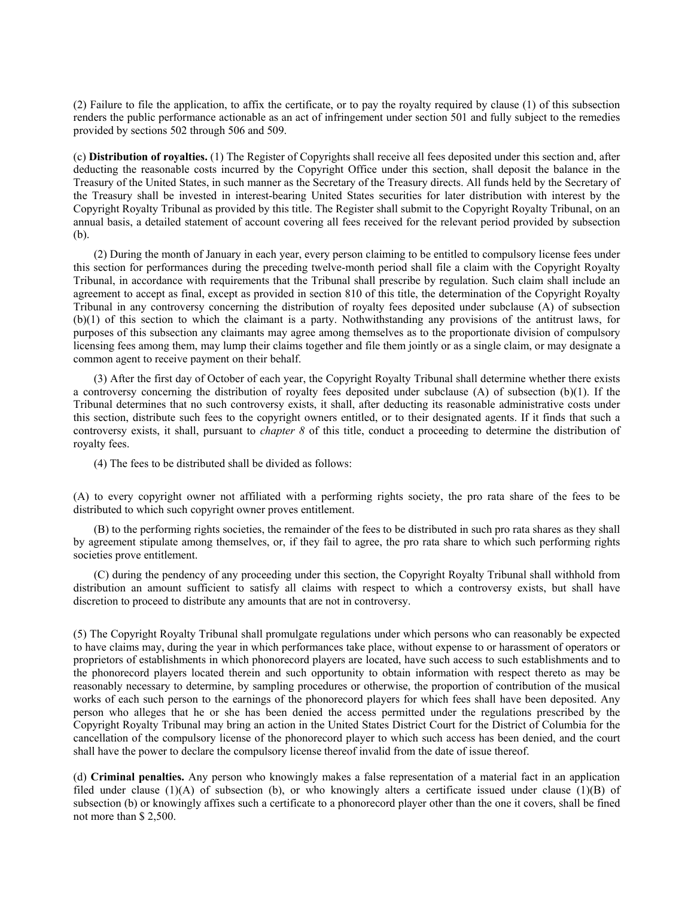(2) Failure to file the application, to affix the certificate, or to pay the royalty required by clause (1) of this subsection renders the public performance actionable as an act of infringement under section 501 and fully subject to the remedies provided by sections 502 through 506 and 509.

(c) **Distribution of royalties.** (1) The Register of Copyrights shall receive all fees deposited under this section and, after deducting the reasonable costs incurred by the Copyright Office under this section, shall deposit the balance in the Treasury of the United States, in such manner as the Secretary of the Treasury directs. All funds held by the Secretary of the Treasury shall be invested in interest-bearing United States securities for later distribution with interest by the Copyright Royalty Tribunal as provided by this title. The Register shall submit to the Copyright Royalty Tribunal, on an annual basis, a detailed statement of account covering all fees received for the relevant period provided by subsection (b).

(2) During the month of January in each year, every person claiming to be entitled to compulsory license fees under this section for performances during the preceding twelve-month period shall file a claim with the Copyright Royalty Tribunal, in accordance with requirements that the Tribunal shall prescribe by regulation. Such claim shall include an agreement to accept as final, except as provided in section 810 of this title, the determination of the Copyright Royalty Tribunal in any controversy concerning the distribution of royalty fees deposited under subclause (A) of subsection (b)(1) of this section to which the claimant is a party. Nothwithstanding any provisions of the antitrust laws, for purposes of this subsection any claimants may agree among themselves as to the proportionate division of compulsory licensing fees among them, may lump their claims together and file them jointly or as a single claim, or may designate a common agent to receive payment on their behalf.

(3) After the first day of October of each year, the Copyright Royalty Tribunal shall determine whether there exists a controversy concerning the distribution of royalty fees deposited under subclause (A) of subsection (b)(1). If the Tribunal determines that no such controversy exists, it shall, after deducting its reasonable administrative costs under this section, distribute such fees to the copyright owners entitled, or to their designated agents. If it finds that such a controversy exists, it shall, pursuant to *chapter 8* of this title, conduct a proceeding to determine the distribution of royalty fees.

(4) The fees to be distributed shall be divided as follows:

(A) to every copyright owner not affiliated with a performing rights society, the pro rata share of the fees to be distributed to which such copyright owner proves entitlement.

(B) to the performing rights societies, the remainder of the fees to be distributed in such pro rata shares as they shall by agreement stipulate among themselves, or, if they fail to agree, the pro rata share to which such performing rights societies prove entitlement.

(C) during the pendency of any proceeding under this section, the Copyright Royalty Tribunal shall withhold from distribution an amount sufficient to satisfy all claims with respect to which a controversy exists, but shall have discretion to proceed to distribute any amounts that are not in controversy.

(5) The Copyright Royalty Tribunal shall promulgate regulations under which persons who can reasonably be expected to have claims may, during the year in which performances take place, without expense to or harassment of operators or proprietors of establishments in which phonorecord players are located, have such access to such establishments and to the phonorecord players located therein and such opportunity to obtain information with respect thereto as may be reasonably necessary to determine, by sampling procedures or otherwise, the proportion of contribution of the musical works of each such person to the earnings of the phonorecord players for which fees shall have been deposited. Any person who alleges that he or she has been denied the access permitted under the regulations prescribed by the Copyright Royalty Tribunal may bring an action in the United States District Court for the District of Columbia for the cancellation of the compulsory license of the phonorecord player to which such access has been denied, and the court shall have the power to declare the compulsory license thereof invalid from the date of issue thereof.

(d) **Criminal penalties.** Any person who knowingly makes a false representation of a material fact in an application filed under clause (1)(A) of subsection (b), or who knowingly alters a certificate issued under clause (1)(B) of subsection (b) or knowingly affixes such a certificate to a phonorecord player other than the one it covers, shall be fined not more than $ 2,500.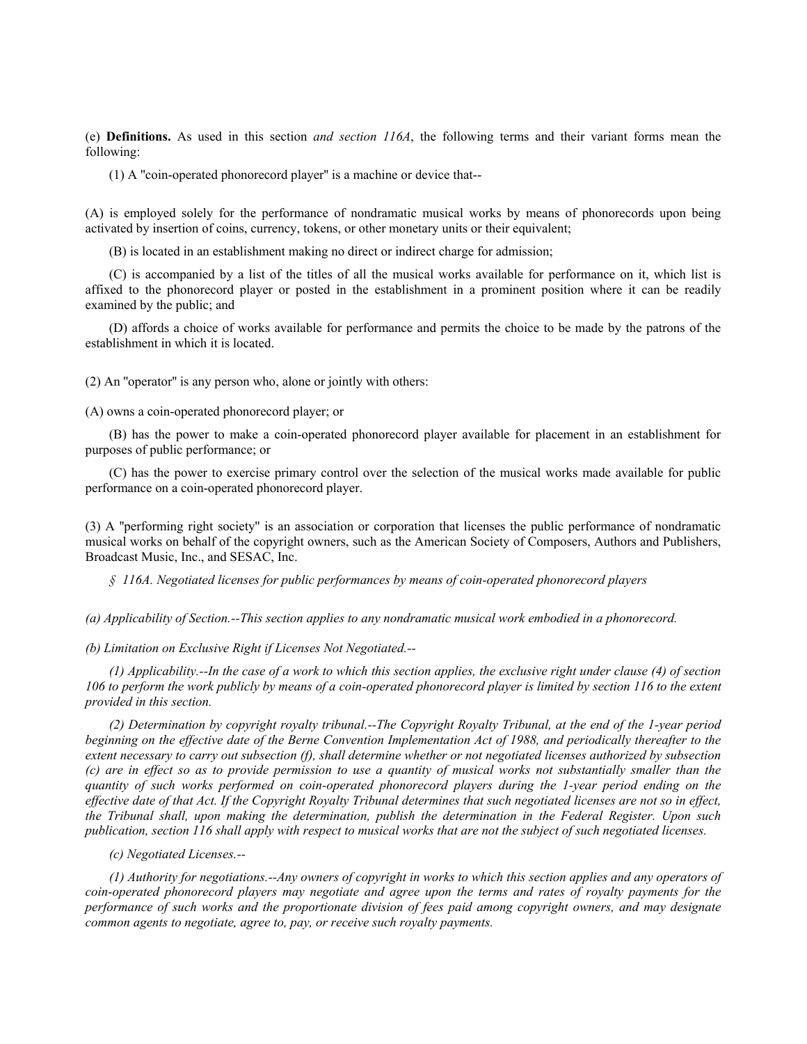(e) **Definitions.** As used in this section *and section 116A*, the following terms and their variant forms mean the following:

(1) A "coin-operated phonorecord player" is a machine or device that--

(A) is employed solely for the performance of nondramatic musical works by means of phonorecords upon being activated by insertion of coins, currency, tokens, or other monetary units or their equivalent;

(B) is located in an establishment making no direct or indirect charge for admission;

(C) is accompanied by a list of the titles of all the musical works available for performance on it, which list is affixed to the phonorecord player or posted in the establishment in a prominent position where it can be readily examined by the public; and

(D) affords a choice of works available for performance and permits the choice to be made by the patrons of the establishment in which it is located.

(2) An "operator" is any person who, alone or jointly with others:

(A) owns a coin-operated phonorecord player; or

(B) has the power to make a coin-operated phonorecord player available for placement in an establishment for purposes of public performance; or

(C) has the power to exercise primary control over the selection of the musical works made available for public performance on a coin-operated phonorecord player.

(3) A "performing right society" is an association or corporation that licenses the public performance of nondramatic musical works on behalf of the copyright owners, such as the American Society of Composers, Authors and Publishers, Broadcast Music, Inc., and SESAC, Inc.

*§ 116A. Negotiated licenses for public performances by means of coin-operated phonorecord players*

*(a) Applicability of Section.--This section applies to any nondramatic musical work embodied in a phonorecord.*

*(b) Limitation on Exclusive Right if Licenses Not Negotiated.--*

*(1) Applicability.--In the case of a work to which this section applies, the exclusive right under clause (4) of section 106 to perform the work publicly by means of a coin-operated phonorecord player is limited by section 116 to the extent provided in this section.*

*(2) Determination by copyright royalty tribunal.--The Copyright Royalty Tribunal, at the end of the 1-year period beginning on the effective date of the Berne Convention Implementation Act of 1988, and periodically thereafter to the extent necessary to carry out subsection (f), shall determine whether or not negotiated licenses authorized by subsection (c) are in effect so as to provide permission to use a quantity of musical works not substantially smaller than the quantity of such works performed on coin-operated phonorecord players during the 1-year period ending on the effective date of that Act. If the Copyright Royalty Tribunal determines that such negotiated licenses are not so in effect, the Tribunal shall, upon making the determination, publish the determination in the Federal Register. Upon such publication, section 116 shall apply with respect to musical works that are not the subject of such negotiated licenses.*

*(c) Negotiated Licenses.--*

*(1) Authority for negotiations.--Any owners of copyright in works to which this section applies and any operators of coin-operated phonorecord players may negotiate and agree upon the terms and rates of royalty payments for the performance of such works and the proportionate division of fees paid among copyright owners, and may designate common agents to negotiate, agree to, pay, or receive such royalty payments.*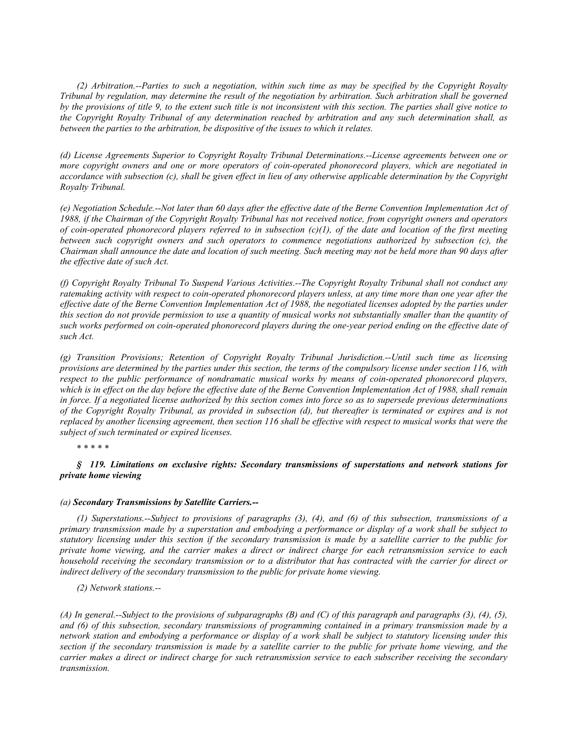*(2) Arbitration.--Parties to such a negotiation, within such time as may be specified by the Copyright Royalty Tribunal by regulation, may determine the result of the negotiation by arbitration. Such arbitration shall be governed by the provisions of title 9, to the extent such title is not inconsistent with this section. The parties shall give notice to the Copyright Royalty Tribunal of any determination reached by arbitration and any such determination shall, as between the parties to the arbitration, be dispositive of the issues to which it relates.*

*(d) License Agreements Superior to Copyright Royalty Tribunal Determinations.--License agreements between one or more copyright owners and one or more operators of coin-operated phonorecord players, which are negotiated in accordance with subsection (c), shall be given effect in lieu of any otherwise applicable determination by the Copyright Royalty Tribunal.*

*(e) Negotiation Schedule.--Not later than 60 days after the effective date of the Berne Convention Implementation Act of 1988, if the Chairman of the Copyright Royalty Tribunal has not received notice, from copyright owners and operators of coin-operated phonorecord players referred to in subsection (c)(1), of the date and location of the first meeting between such copyright owners and such operators to commence negotiations authorized by subsection (c), the Chairman shall announce the date and location of such meeting. Such meeting may not be held more than 90 days after the effective date of such Act.*

*(f) Copyright Royalty Tribunal To Suspend Various Activities.--The Copyright Royalty Tribunal shall not conduct any ratemaking activity with respect to coin-operated phonorecord players unless, at any time more than one year after the effective date of the Berne Convention Implementation Act of 1988, the negotiated licenses adopted by the parties under this section do not provide permission to use a quantity of musical works not substantially smaller than the quantity of such works performed on coin-operated phonorecord players during the one-year period ending on the effective date of such Act.*

*(g) Transition Provisions; Retention of Copyright Royalty Tribunal Jurisdiction.--Until such time as licensing provisions are determined by the parties under this section, the terms of the compulsory license under section 116, with respect to the public performance of nondramatic musical works by means of coin-operated phonorecord players, which is in effect on the day before the effective date of the Berne Convention Implementation Act of 1988, shall remain in force. If a negotiated license authorized by this section comes into force so as to supersede previous determinations of the Copyright Royalty Tribunal, as provided in subsection (d), but thereafter is terminated or expires and is not replaced by another licensing agreement, then section 116 shall be effective with respect to musical works that were the subject of such terminated or expired licenses.*

*\* \* \* \* \**

### *§ 119. Limitations on exclusive rights: Secondary transmissions of superstations and network stations for private home viewing*

*(a) **Secondary Transmissions by Satellite Carriers.--***

*(1) Superstations.--Subject to provisions of paragraphs (3), (4), and (6) of this subsection, transmissions of a primary transmission made by a superstation and embodying a performance or display of a work shall be subject to statutory licensing under this section if the secondary transmission is made by a satellite carrier to the public for private home viewing, and the carrier makes a direct or indirect charge for each retransmission service to each household receiving the secondary transmission or to a distributor that has contracted with the carrier for direct or indirect delivery of the secondary transmission to the public for private home viewing.*

*(2) Network stations.--*

*(A) In general.--Subject to the provisions of subparagraphs (B) and (C) of this paragraph and paragraphs (3), (4), (5), and (6) of this subsection, secondary transmissions of programming contained in a primary transmission made by a network station and embodying a performance or display of a work shall be subject to statutory licensing under this section if the secondary transmission is made by a satellite carrier to the public for private home viewing, and the carrier makes a direct or indirect charge for such retransmission service to each subscriber receiving the secondary transmission.*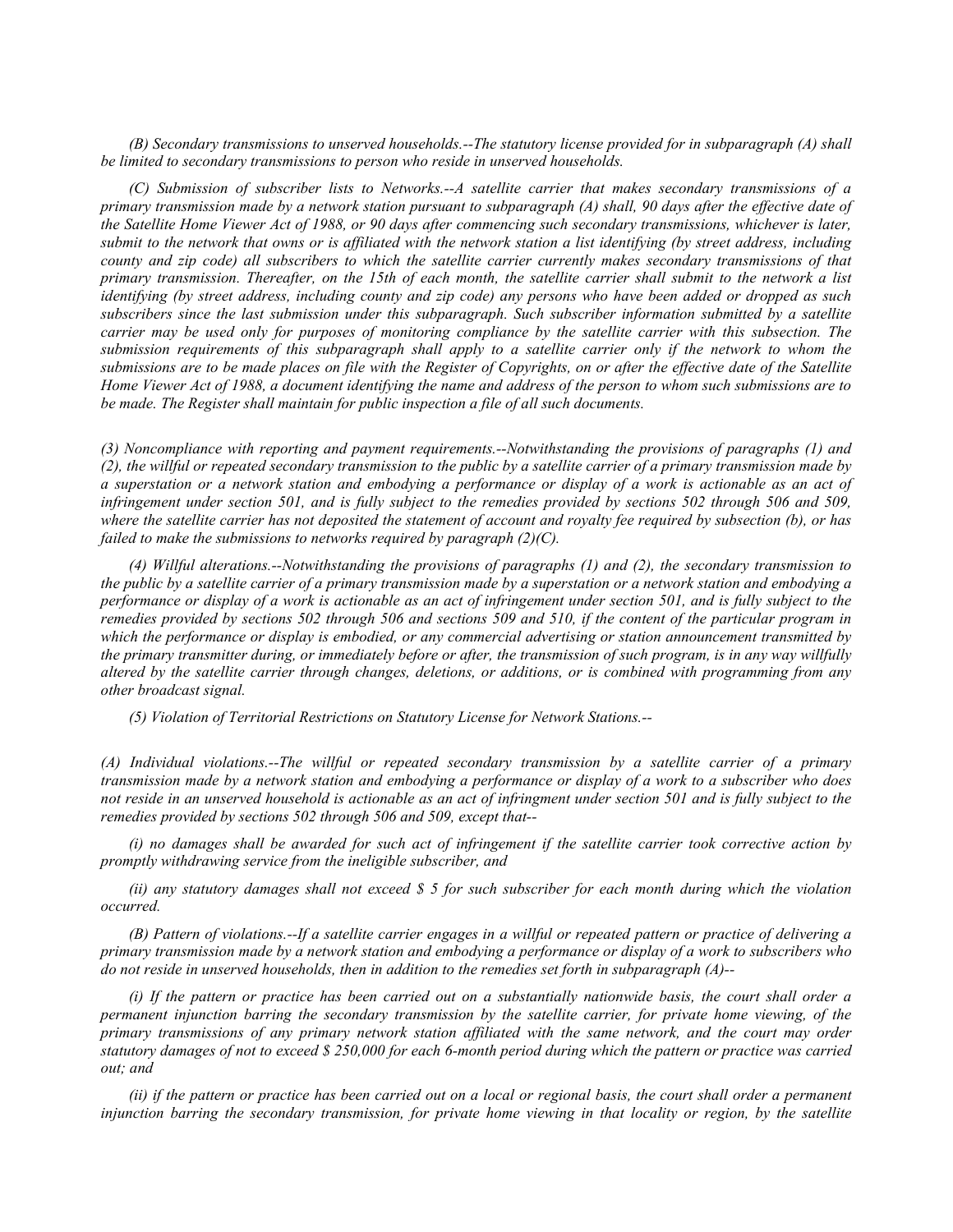*(B) Secondary transmissions to unserved households.--The statutory license provided for in subparagraph (A) shall be limited to secondary transmissions to person who reside in unserved households.*

*(C) Submission of subscriber lists to Networks.--A satellite carrier that makes secondary transmissions of a primary transmission made by a network station pursuant to subparagraph (A) shall, 90 days after the effective date of the Satellite Home Viewer Act of 1988, or 90 days after commencing such secondary transmissions, whichever is later, submit to the network that owns or is affiliated with the network station a list identifying (by street address, including county and zip code) all subscribers to which the satellite carrier currently makes secondary transmissions of that primary transmission. Thereafter, on the 15th of each month, the satellite carrier shall submit to the network a list identifying (by street address, including county and zip code) any persons who have been added or dropped as such subscribers since the last submission under this subparagraph. Such subscriber information submitted by a satellite carrier may be used only for purposes of monitoring compliance by the satellite carrier with this subsection. The submission requirements of this subparagraph shall apply to a satellite carrier only if the network to whom the submissions are to be made places on file with the Register of Copyrights, on or after the effective date of the Satellite Home Viewer Act of 1988, a document identifying the name and address of the person to whom such submissions are to be made. The Register shall maintain for public inspection a file of all such documents.*

*(3) Noncompliance with reporting and payment requirements.--Notwithstanding the provisions of paragraphs (1) and (2), the willful or repeated secondary transmission to the public by a satellite carrier of a primary transmission made by a superstation or a network station and embodying a performance or display of a work is actionable as an act of infringement under section 501, and is fully subject to the remedies provided by sections 502 through 506 and 509, where the satellite carrier has not deposited the statement of account and royalty fee required by subsection (b), or has failed to make the submissions to networks required by paragraph (2)(C).*

*(4) Willful alterations.--Notwithstanding the provisions of paragraphs (1) and (2), the secondary transmission to the public by a satellite carrier of a primary transmission made by a superstation or a network station and embodying a performance or display of a work is actionable as an act of infringement under section 501, and is fully subject to the remedies provided by sections 502 through 506 and sections 509 and 510, if the content of the particular program in which the performance or display is embodied, or any commercial advertising or station announcement transmitted by the primary transmitter during, or immediately before or after, the transmission of such program, is in any way willfully altered by the satellite carrier through changes, deletions, or additions, or is combined with programming from any other broadcast signal.*

*(5) Violation of Territorial Restrictions on Statutory License for Network Stations.--*

*(A) Individual violations.--The willful or repeated secondary transmission by a satellite carrier of a primary transmission made by a network station and embodying a performance or display of a work to a subscriber who does not reside in an unserved household is actionable as an act of infringment under section 501 and is fully subject to the remedies provided by sections 502 through 506 and 509, except that--*

*(i) no damages shall be awarded for such act of infringement if the satellite carrier took corrective action by promptly withdrawing service from the ineligible subscriber, and*

*(ii) any statutory damages shall not exceed $ 5 for such subscriber for each month during which the violation occurred.*

*(B) Pattern of violations.--If a satellite carrier engages in a willful or repeated pattern or practice of delivering a primary transmission made by a network station and embodying a performance or display of a work to subscribers who do not reside in unserved households, then in addition to the remedies set forth in subparagraph (A)--*

*(i) If the pattern or practice has been carried out on a substantially nationwide basis, the court shall order a permanent injunction barring the secondary transmission by the satellite carrier, for private home viewing, of the primary transmissions of any primary network station affiliated with the same network, and the court may order statutory damages of not to exceed $ 250,000 for each 6-month period during which the pattern or practice was carried out; and*

*(ii) if the pattern or practice has been carried out on a local or regional basis, the court shall order a permanent injunction barring the secondary transmission, for private home viewing in that locality or region, by the satellite*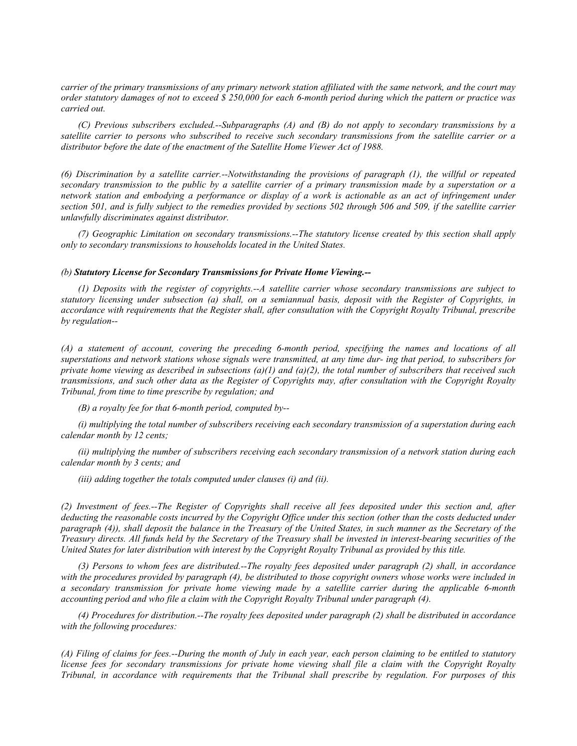*carrier of the primary transmissions of any primary network station affiliated with the same network, and the court may order statutory damages of not to exceed $ 250,000 for each 6-month period during which the pattern or practice was carried out.*

*(C) Previous subscribers excluded.--Subparagraphs (A) and (B) do not apply to secondary transmissions by a satellite carrier to persons who subscribed to receive such secondary transmissions from the satellite carrier or a distributor before the date of the enactment of the Satellite Home Viewer Act of 1988.*

*(6) Discrimination by a satellite carrier.--Notwithstanding the provisions of paragraph (1), the willful or repeated secondary transmission to the public by a satellite carrier of a primary transmission made by a superstation or a network station and embodying a performance or display of a work is actionable as an act of infringement under section 501, and is fully subject to the remedies provided by sections 502 through 506 and 509, if the satellite carrier unlawfully discriminates against distributor.*

*(7) Geographic Limitation on secondary transmissions.--The statutory license created by this section shall apply only to secondary transmissions to households located in the United States.*

*(b)* ***Statutory License for Secondary Transmissions for Private Home Viewing.--***

*(1) Deposits with the register of copyrights.--A satellite carrier whose secondary transmissions are subject to statutory licensing under subsection (a) shall, on a semiannual basis, deposit with the Register of Copyrights, in accordance with requirements that the Register shall, after consultation with the Copyright Royalty Tribunal, prescribe by regulation--*

*(A) a statement of account, covering the preceding 6-month period, specifying the names and locations of all superstations and network stations whose signals were transmitted, at any time dur- ing that period, to subscribers for private home viewing as described in subsections (a)(1) and (a)(2), the total number of subscribers that received such transmissions, and such other data as the Register of Copyrights may, after consultation with the Copyright Royalty Tribunal, from time to time prescribe by regulation; and*

*(B) a royalty fee for that 6-month period, computed by--*

*(i) multiplying the total number of subscribers receiving each secondary transmission of a superstation during each calendar month by 12 cents;*

*(ii) multiplying the number of subscribers receiving each secondary transmission of a network station during each calendar month by 3 cents; and*

*(iii) adding together the totals computed under clauses (i) and (ii).*

*(2) Investment of fees.--The Register of Copyrights shall receive all fees deposited under this section and, after deducting the reasonable costs incurred by the Copyright Office under this section (other than the costs deducted under paragraph (4)), shall deposit the balance in the Treasury of the United States, in such manner as the Secretary of the Treasury directs. All funds held by the Secretary of the Treasury shall be invested in interest-bearing securities of the United States for later distribution with interest by the Copyright Royalty Tribunal as provided by this title.*

*(3) Persons to whom fees are distributed.--The royalty fees deposited under paragraph (2) shall, in accordance with the procedures provided by paragraph (4), be distributed to those copyright owners whose works were included in a secondary transmission for private home viewing made by a satellite carrier during the applicable 6-month accounting period and who file a claim with the Copyright Royalty Tribunal under paragraph (4).*

*(4) Procedures for distribution.--The royalty fees deposited under paragraph (2) shall be distributed in accordance with the following procedures:*

*(A) Filing of claims for fees.--During the month of July in each year, each person claiming to be entitled to statutory license fees for secondary transmissions for private home viewing shall file a claim with the Copyright Royalty Tribunal, in accordance with requirements that the Tribunal shall prescribe by regulation. For purposes of this*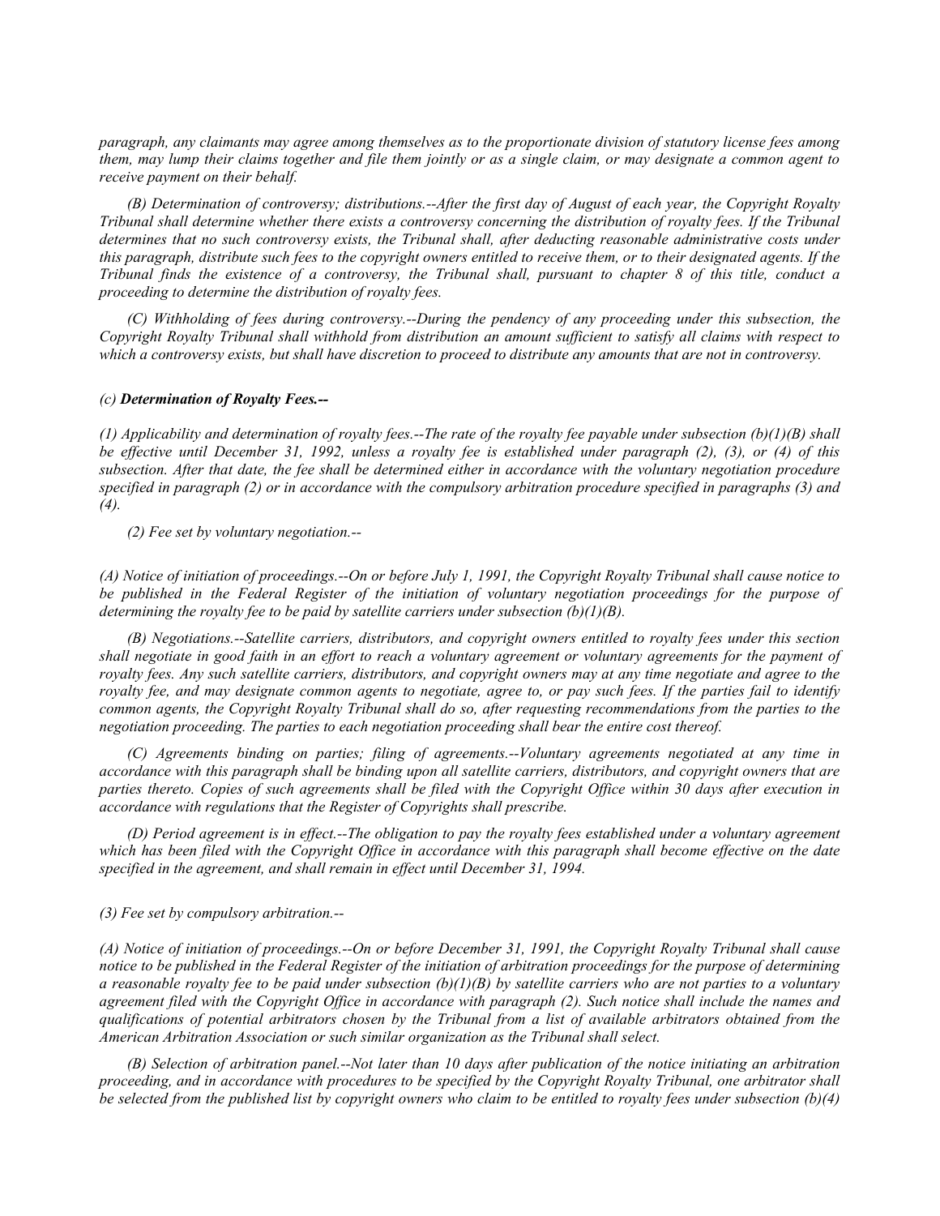*paragraph, any claimants may agree among themselves as to the proportionate division of statutory license fees among them, may lump their claims together and file them jointly or as a single claim, or may designate a common agent to receive payment on their behalf.*

*(B) Determination of controversy; distributions.--After the first day of August of each year, the Copyright Royalty Tribunal shall determine whether there exists a controversy concerning the distribution of royalty fees. If the Tribunal determines that no such controversy exists, the Tribunal shall, after deducting reasonable administrative costs under this paragraph, distribute such fees to the copyright owners entitled to receive them, or to their designated agents. If the Tribunal finds the existence of a controversy, the Tribunal shall, pursuant to chapter 8 of this title, conduct a proceeding to determine the distribution of royalty fees.*

*(C) Withholding of fees during controversy.--During the pendency of any proceeding under this subsection, the Copyright Royalty Tribunal shall withhold from distribution an amount sufficient to satisfy all claims with respect to which a controversy exists, but shall have discretion to proceed to distribute any amounts that are not in controversy.*

*(c)* ***Determination of Royalty Fees.--***

*(1) Applicability and determination of royalty fees.--The rate of the royalty fee payable under subsection (b)(1)(B) shall be effective until December 31, 1992, unless a royalty fee is established under paragraph (2), (3), or (4) of this subsection. After that date, the fee shall be determined either in accordance with the voluntary negotiation procedure specified in paragraph (2) or in accordance with the compulsory arbitration procedure specified in paragraphs (3) and (4).*

*(2) Fee set by voluntary negotiation.--*

*(A) Notice of initiation of proceedings.--On or before July 1, 1991, the Copyright Royalty Tribunal shall cause notice to be published in the Federal Register of the initiation of voluntary negotiation proceedings for the purpose of determining the royalty fee to be paid by satellite carriers under subsection (b)(1)(B).*

*(B) Negotiations.--Satellite carriers, distributors, and copyright owners entitled to royalty fees under this section shall negotiate in good faith in an effort to reach a voluntary agreement or voluntary agreements for the payment of royalty fees. Any such satellite carriers, distributors, and copyright owners may at any time negotiate and agree to the royalty fee, and may designate common agents to negotiate, agree to, or pay such fees. If the parties fail to identify common agents, the Copyright Royalty Tribunal shall do so, after requesting recommendations from the parties to the negotiation proceeding. The parties to each negotiation proceeding shall bear the entire cost thereof.*

*(C) Agreements binding on parties; filing of agreements.--Voluntary agreements negotiated at any time in accordance with this paragraph shall be binding upon all satellite carriers, distributors, and copyright owners that are parties thereto. Copies of such agreements shall be filed with the Copyright Office within 30 days after execution in accordance with regulations that the Register of Copyrights shall prescribe.*

*(D) Period agreement is in effect.--The obligation to pay the royalty fees established under a voluntary agreement which has been filed with the Copyright Office in accordance with this paragraph shall become effective on the date specified in the agreement, and shall remain in effect until December 31, 1994.*

*(3) Fee set by compulsory arbitration.--*

*(A) Notice of initiation of proceedings.--On or before December 31, 1991, the Copyright Royalty Tribunal shall cause notice to be published in the Federal Register of the initiation of arbitration proceedings for the purpose of determining a reasonable royalty fee to be paid under subsection (b)(1)(B) by satellite carriers who are not parties to a voluntary agreement filed with the Copyright Office in accordance with paragraph (2). Such notice shall include the names and qualifications of potential arbitrators chosen by the Tribunal from a list of available arbitrators obtained from the American Arbitration Association or such similar organization as the Tribunal shall select.*

*(B) Selection of arbitration panel.--Not later than 10 days after publication of the notice initiating an arbitration proceeding, and in accordance with procedures to be specified by the Copyright Royalty Tribunal, one arbitrator shall be selected from the published list by copyright owners who claim to be entitled to royalty fees under subsection (b)(4)*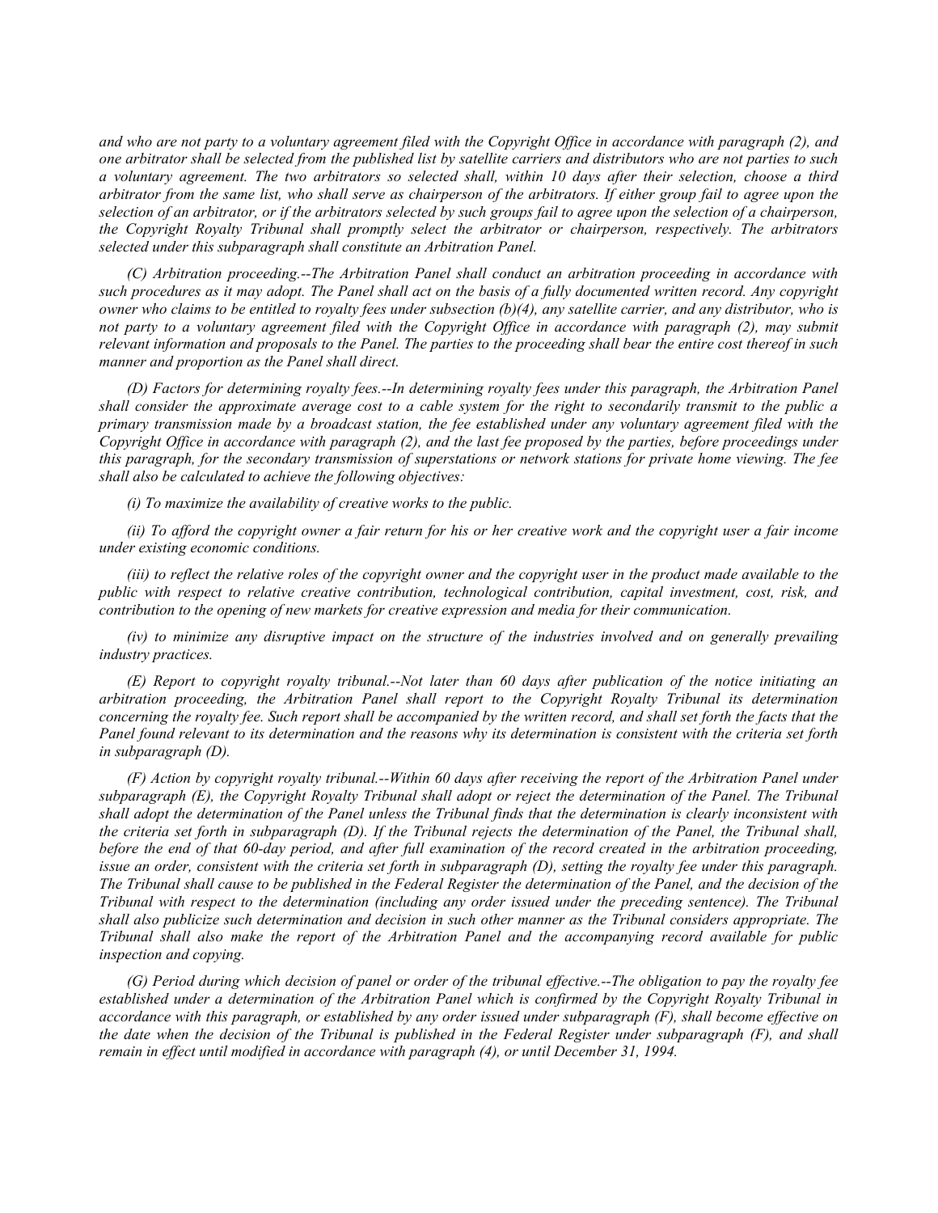*and who are not party to a voluntary agreement filed with the Copyright Office in accordance with paragraph (2), and one arbitrator shall be selected from the published list by satellite carriers and distributors who are not parties to such a voluntary agreement. The two arbitrators so selected shall, within 10 days after their selection, choose a third arbitrator from the same list, who shall serve as chairperson of the arbitrators. If either group fail to agree upon the selection of an arbitrator, or if the arbitrators selected by such groups fail to agree upon the selection of a chairperson, the Copyright Royalty Tribunal shall promptly select the arbitrator or chairperson, respectively. The arbitrators selected under this subparagraph shall constitute an Arbitration Panel.*

*(C) Arbitration proceeding.--The Arbitration Panel shall conduct an arbitration proceeding in accordance with such procedures as it may adopt. The Panel shall act on the basis of a fully documented written record. Any copyright owner who claims to be entitled to royalty fees under subsection (b)(4), any satellite carrier, and any distributor, who is not party to a voluntary agreement filed with the Copyright Office in accordance with paragraph (2), may submit relevant information and proposals to the Panel. The parties to the proceeding shall bear the entire cost thereof in such manner and proportion as the Panel shall direct.*

*(D) Factors for determining royalty fees.--In determining royalty fees under this paragraph, the Arbitration Panel shall consider the approximate average cost to a cable system for the right to secondarily transmit to the public a primary transmission made by a broadcast station, the fee established under any voluntary agreement filed with the Copyright Office in accordance with paragraph (2), and the last fee proposed by the parties, before proceedings under this paragraph, for the secondary transmission of superstations or network stations for private home viewing. The fee shall also be calculated to achieve the following objectives:*

*(i) To maximize the availability of creative works to the public.*

*(ii) To afford the copyright owner a fair return for his or her creative work and the copyright user a fair income under existing economic conditions.*

*(iii) to reflect the relative roles of the copyright owner and the copyright user in the product made available to the public with respect to relative creative contribution, technological contribution, capital investment, cost, risk, and contribution to the opening of new markets for creative expression and media for their communication.*

*(iv) to minimize any disruptive impact on the structure of the industries involved and on generally prevailing industry practices.*

*(E) Report to copyright royalty tribunal.--Not later than 60 days after publication of the notice initiating an arbitration proceeding, the Arbitration Panel shall report to the Copyright Royalty Tribunal its determination concerning the royalty fee. Such report shall be accompanied by the written record, and shall set forth the facts that the Panel found relevant to its determination and the reasons why its determination is consistent with the criteria set forth in subparagraph (D).*

*(F) Action by copyright royalty tribunal.--Within 60 days after receiving the report of the Arbitration Panel under subparagraph (E), the Copyright Royalty Tribunal shall adopt or reject the determination of the Panel. The Tribunal shall adopt the determination of the Panel unless the Tribunal finds that the determination is clearly inconsistent with the criteria set forth in subparagraph (D). If the Tribunal rejects the determination of the Panel, the Tribunal shall, before the end of that 60-day period, and after full examination of the record created in the arbitration proceeding, issue an order, consistent with the criteria set forth in subparagraph (D), setting the royalty fee under this paragraph. The Tribunal shall cause to be published in the Federal Register the determination of the Panel, and the decision of the Tribunal with respect to the determination (including any order issued under the preceding sentence). The Tribunal shall also publicize such determination and decision in such other manner as the Tribunal considers appropriate. The Tribunal shall also make the report of the Arbitration Panel and the accompanying record available for public inspection and copying.*

*(G) Period during which decision of panel or order of the tribunal effective.--The obligation to pay the royalty fee established under a determination of the Arbitration Panel which is confirmed by the Copyright Royalty Tribunal in accordance with this paragraph, or established by any order issued under subparagraph (F), shall become effective on the date when the decision of the Tribunal is published in the Federal Register under subparagraph (F), and shall remain in effect until modified in accordance with paragraph (4), or until December 31, 1994.*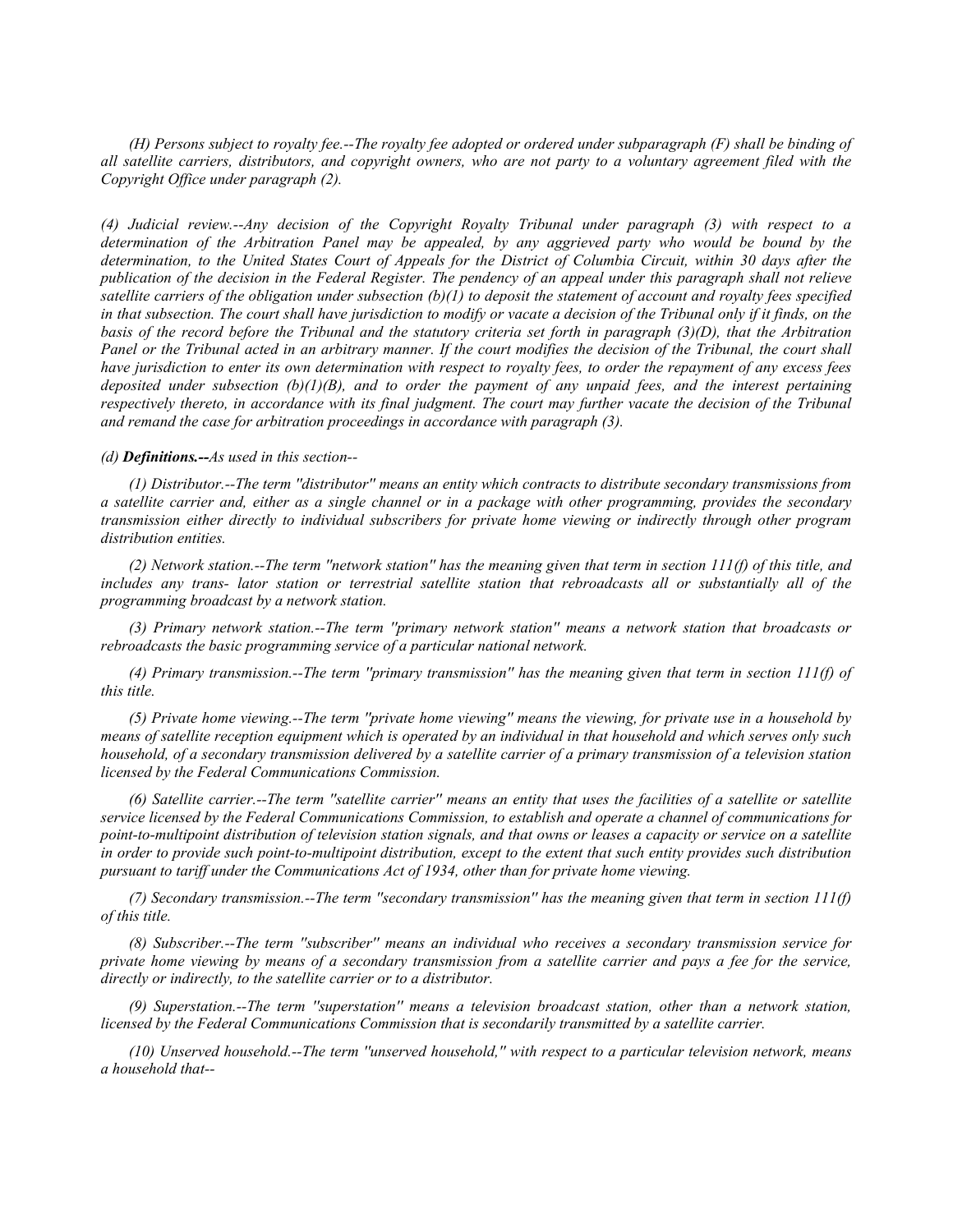*(H) Persons subject to royalty fee.--The royalty fee adopted or ordered under subparagraph (F) shall be binding of all satellite carriers, distributors, and copyright owners, who are not party to a voluntary agreement filed with the Copyright Office under paragraph (2).*

*(4) Judicial review.--Any decision of the Copyright Royalty Tribunal under paragraph (3) with respect to a determination of the Arbitration Panel may be appealed, by any aggrieved party who would be bound by the determination, to the United States Court of Appeals for the District of Columbia Circuit, within 30 days after the publication of the decision in the Federal Register. The pendency of an appeal under this paragraph shall not relieve satellite carriers of the obligation under subsection (b)(1) to deposit the statement of account and royalty fees specified in that subsection. The court shall have jurisdiction to modify or vacate a decision of the Tribunal only if it finds, on the basis of the record before the Tribunal and the statutory criteria set forth in paragraph (3)(D), that the Arbitration Panel or the Tribunal acted in an arbitrary manner. If the court modifies the decision of the Tribunal, the court shall have jurisdiction to enter its own determination with respect to royalty fees, to order the repayment of any excess fees deposited under subsection (b)(1)(B), and to order the payment of any unpaid fees, and the interest pertaining respectively thereto, in accordance with its final judgment. The court may further vacate the decision of the Tribunal and remand the case for arbitration proceedings in accordance with paragraph (3).*

*(d) **Definitions.--**As used in this section--*

*(1) Distributor.--The term ''distributor'' means an entity which contracts to distribute secondary transmissions from a satellite carrier and, either as a single channel or in a package with other programming, provides the secondary transmission either directly to individual subscribers for private home viewing or indirectly through other program distribution entities.*

*(2) Network station.--The term ''network station'' has the meaning given that term in section 111(f) of this title, and includes any trans- lator station or terrestrial satellite station that rebroadcasts all or substantially all of the programming broadcast by a network station.*

*(3) Primary network station.--The term ''primary network station'' means a network station that broadcasts or rebroadcasts the basic programming service of a particular national network.*

*(4) Primary transmission.--The term ''primary transmission'' has the meaning given that term in section 111(f) of this title.*

*(5) Private home viewing.--The term ''private home viewing'' means the viewing, for private use in a household by means of satellite reception equipment which is operated by an individual in that household and which serves only such household, of a secondary transmission delivered by a satellite carrier of a primary transmission of a television station licensed by the Federal Communications Commission.*

*(6) Satellite carrier.--The term ''satellite carrier'' means an entity that uses the facilities of a satellite or satellite service licensed by the Federal Communications Commission, to establish and operate a channel of communications for point-to-multipoint distribution of television station signals, and that owns or leases a capacity or service on a satellite in order to provide such point-to-multipoint distribution, except to the extent that such entity provides such distribution pursuant to tariff under the Communications Act of 1934, other than for private home viewing.*

*(7) Secondary transmission.--The term ''secondary transmission'' has the meaning given that term in section 111(f) of this title.*

*(8) Subscriber.--The term ''subscriber'' means an individual who receives a secondary transmission service for private home viewing by means of a secondary transmission from a satellite carrier and pays a fee for the service, directly or indirectly, to the satellite carrier or to a distributor.*

*(9) Superstation.--The term ''superstation'' means a television broadcast station, other than a network station, licensed by the Federal Communications Commission that is secondarily transmitted by a satellite carrier.*

*(10) Unserved household.--The term ''unserved household,'' with respect to a particular television network, means a household that--*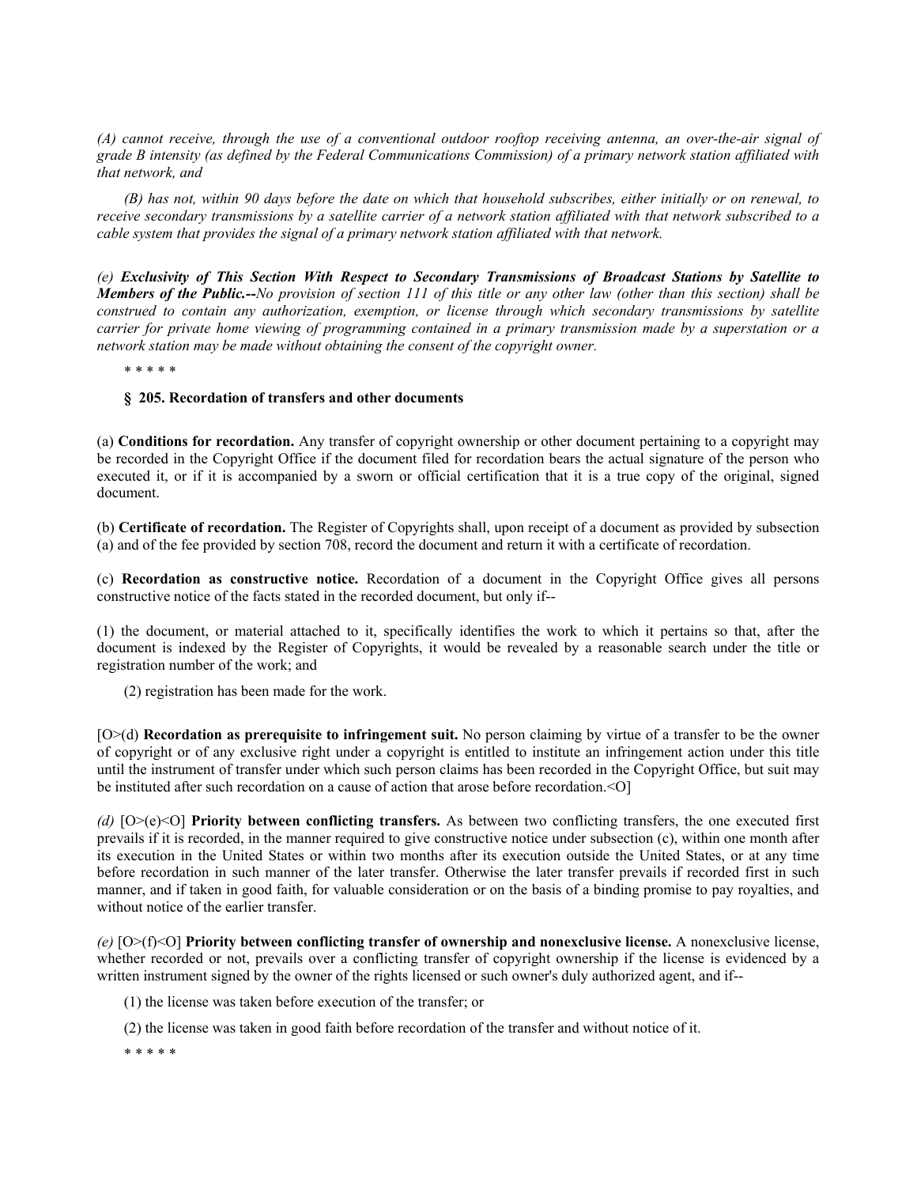*(A) cannot receive, through the use of a conventional outdoor rooftop receiving antenna, an over-the-air signal of grade B intensity (as defined by the Federal Communications Commission) of a primary network station affiliated with that network, and*

*(B) has not, within 90 days before the date on which that household subscribes, either initially or on renewal, to receive secondary transmissions by a satellite carrier of a network station affiliated with that network subscribed to a cable system that provides the signal of a primary network station affiliated with that network.*

*(e)* ***Exclusivity of This Section With Respect to Secondary Transmissions of Broadcast Stations by Satellite to Members of the Public.--****No provision of section 111 of this title or any other law (other than this section) shall be construed to contain any authorization, exemption, or license through which secondary transmissions by satellite carrier for private home viewing of programming contained in a primary transmission made by a superstation or a network station may be made without obtaining the consent of the copyright owner.*

\* \* \* \* \*

**§ 205. Recordation of transfers and other documents**

(a) **Conditions for recordation.** Any transfer of copyright ownership or other document pertaining to a copyright may be recorded in the Copyright Office if the document filed for recordation bears the actual signature of the person who executed it, or if it is accompanied by a sworn or official certification that it is a true copy of the original, signed document.

(b) **Certificate of recordation.** The Register of Copyrights shall, upon receipt of a document as provided by subsection (a) and of the fee provided by section 708, record the document and return it with a certificate of recordation.

(c) **Recordation as constructive notice.** Recordation of a document in the Copyright Office gives all persons constructive notice of the facts stated in the recorded document, but only if--

(1) the document, or material attached to it, specifically identifies the work to which it pertains so that, after the document is indexed by the Register of Copyrights, it would be revealed by a reasonable search under the title or registration number of the work; and

(2) registration has been made for the work.

[O>(d) **Recordation as prerequisite to infringement suit.** No person claiming by virtue of a transfer to be the owner of copyright or of any exclusive right under a copyright is entitled to institute an infringement action under this title until the instrument of transfer under which such person claims has been recorded in the Copyright Office, but suit may be instituted after such recordation on a cause of action that arose before recordation.<O]

*(d)* [O>(e)<O] **Priority between conflicting transfers.** As between two conflicting transfers, the one executed first prevails if it is recorded, in the manner required to give constructive notice under subsection (c), within one month after its execution in the United States or within two months after its execution outside the United States, or at any time before recordation in such manner of the later transfer. Otherwise the later transfer prevails if recorded first in such manner, and if taken in good faith, for valuable consideration or on the basis of a binding promise to pay royalties, and without notice of the earlier transfer.

*(e)* [O>(f)<O] **Priority between conflicting transfer of ownership and nonexclusive license.** A nonexclusive license, whether recorded or not, prevails over a conflicting transfer of copyright ownership if the license is evidenced by a written instrument signed by the owner of the rights licensed or such owner's duly authorized agent, and if--

(1) the license was taken before execution of the transfer; or

(2) the license was taken in good faith before recordation of the transfer and without notice of it.

\* \* \* \* \*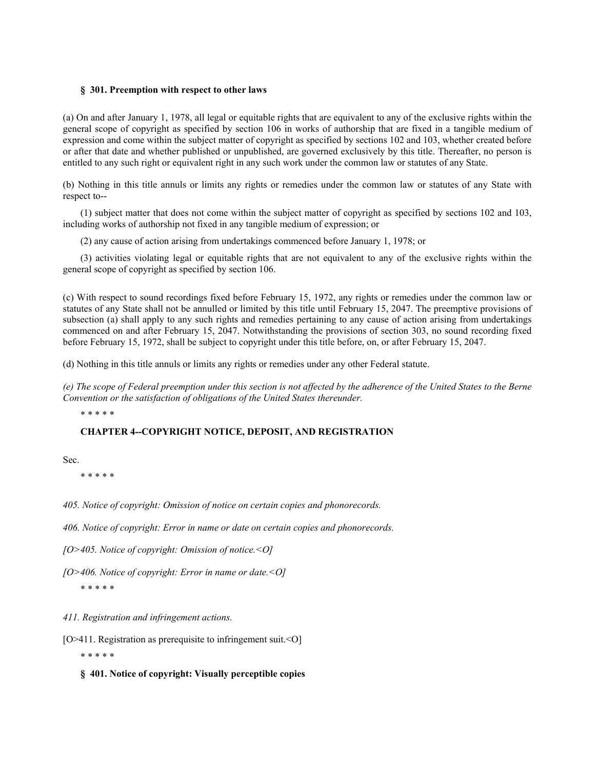**§ 301. Preemption with respect to other laws**

(a) On and after January 1, 1978, all legal or equitable rights that are equivalent to any of the exclusive rights within the general scope of copyright as specified by section 106 in works of authorship that are fixed in a tangible medium of expression and come within the subject matter of copyright as specified by sections 102 and 103, whether created before or after that date and whether published or unpublished, are governed exclusively by this title. Thereafter, no person is entitled to any such right or equivalent right in any such work under the common law or statutes of any State.

(b) Nothing in this title annuls or limits any rights or remedies under the common law or statutes of any State with respect to--

(1) subject matter that does not come within the subject matter of copyright as specified by sections 102 and 103, including works of authorship not fixed in any tangible medium of expression; or

(2) any cause of action arising from undertakings commenced before January 1, 1978; or

(3) activities violating legal or equitable rights that are not equivalent to any of the exclusive rights within the general scope of copyright as specified by section 106.

(c) With respect to sound recordings fixed before February 15, 1972, any rights or remedies under the common law or statutes of any State shall not be annulled or limited by this title until February 15, 2047. The preemptive provisions of subsection (a) shall apply to any such rights and remedies pertaining to any cause of action arising from undertakings commenced on and after February 15, 2047. Notwithstanding the provisions of section 303, no sound recording fixed before February 15, 1972, shall be subject to copyright under this title before, on, or after February 15, 2047.

(d) Nothing in this title annuls or limits any rights or remedies under any other Federal statute.

*(e) The scope of Federal preemption under this section is not affected by the adherence of the United States to the Berne Convention or the satisfaction of obligations of the United States thereunder.*

* * * * *

**CHAPTER 4--COPYRIGHT NOTICE, DEPOSIT, AND REGISTRATION**

Sec.

* * * * *

*405. Notice of copyright: Omission of notice on certain copies and phonorecords.*

*406. Notice of copyright: Error in name or date on certain copies and phonorecords.*

*[O>405. Notice of copyright: Omission of notice.<O]*

*[O>406. Notice of copyright: Error in name or date.<O]*

* * * * *

*411. Registration and infringement actions.*

[O>411. Registration as prerequisite to infringement suit.<O]

* * * * *

**§ 401. Notice of copyright: Visually perceptible copies**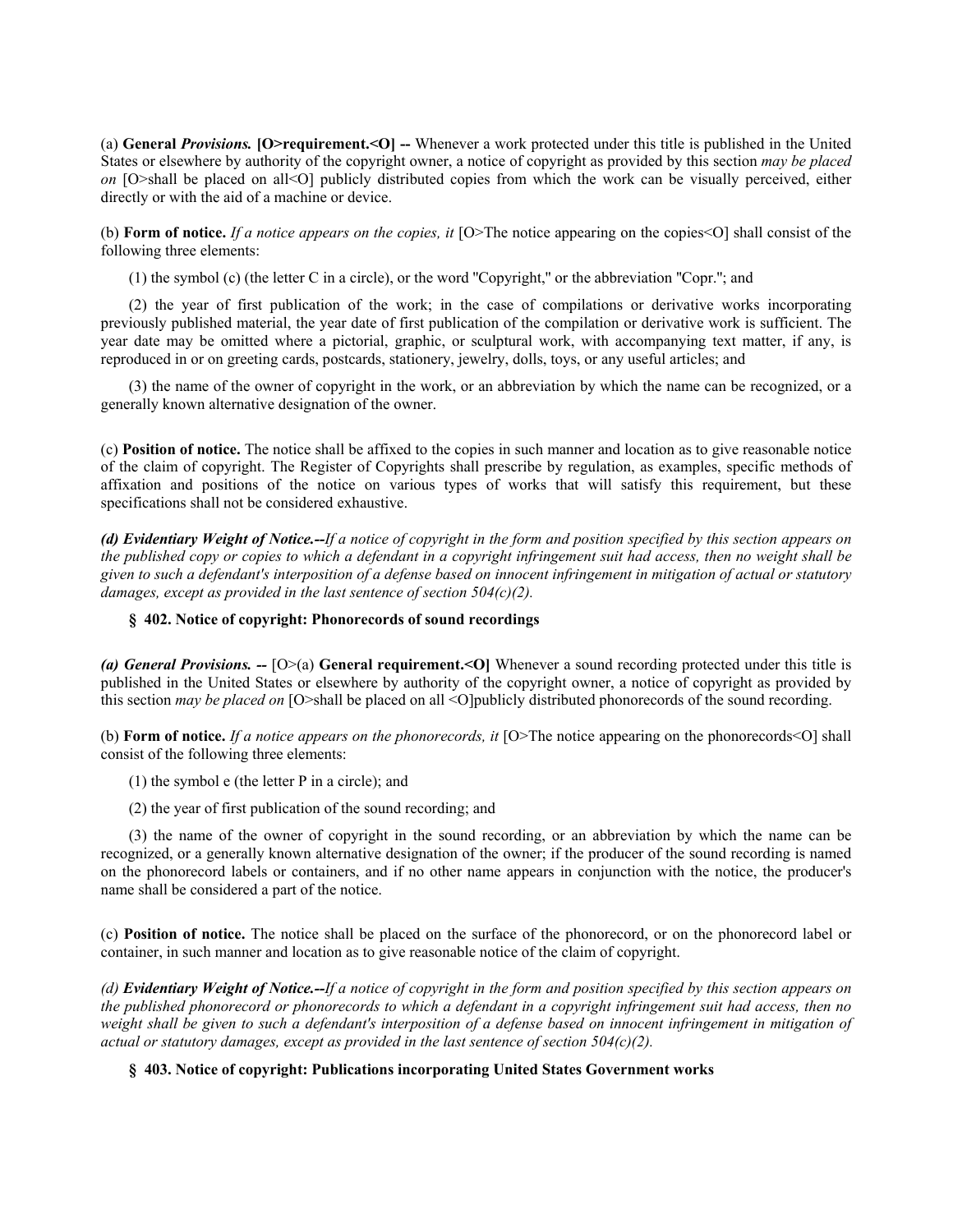(a) **General** ***Provisions.*** **[O>requirement.<O] --** Whenever a work protected under this title is published in the United States or elsewhere by authority of the copyright owner, a notice of copyright as provided by this section *may be placed on* [O>shall be placed on all<O] publicly distributed copies from which the work can be visually perceived, either directly or with the aid of a machine or device.

(b) **Form of notice.** *If a notice appears on the copies, it* [O>The notice appearing on the copies<O] shall consist of the following three elements:

(1) the symbol (c) (the letter C in a circle), or the word "Copyright," or the abbreviation "Copr."; and

(2) the year of first publication of the work; in the case of compilations or derivative works incorporating previously published material, the year date of first publication of the compilation or derivative work is sufficient. The year date may be omitted where a pictorial, graphic, or sculptural work, with accompanying text matter, if any, is reproduced in or on greeting cards, postcards, stationery, jewelry, dolls, toys, or any useful articles; and

(3) the name of the owner of copyright in the work, or an abbreviation by which the name can be recognized, or a generally known alternative designation of the owner.

(c) **Position of notice.** The notice shall be affixed to the copies in such manner and location as to give reasonable notice of the claim of copyright. The Register of Copyrights shall prescribe by regulation, as examples, specific methods of affixation and positions of the notice on various types of works that will satisfy this requirement, but these specifications shall not be considered exhaustive.

***(d) Evidentiary Weight of Notice.--****If a notice of copyright in the form and position specified by this section appears on the published copy or copies to which a defendant in a copyright infringement suit had access, then no weight shall be given to such a defendant's interposition of a defense based on innocent infringement in mitigation of actual or statutory damages, except as provided in the last sentence of section 504(c)(2).*

### § 402. Notice of copyright: Phonorecords of sound recordings

***(a) General Provisions. --*** [O>(a) **General requirement.<O]** Whenever a sound recording protected under this title is published in the United States or elsewhere by authority of the copyright owner, a notice of copyright as provided by this section *may be placed on* [O>shall be placed on all <O]publicly distributed phonorecords of the sound recording.

(b) **Form of notice.** *If a notice appears on the phonorecords, it* [O>The notice appearing on the phonorecords<O] shall consist of the following three elements:

(1) the symbol e (the letter P in a circle); and

(2) the year of first publication of the sound recording; and

(3) the name of the owner of copyright in the sound recording, or an abbreviation by which the name can be recognized, or a generally known alternative designation of the owner; if the producer of the sound recording is named on the phonorecord labels or containers, and if no other name appears in conjunction with the notice, the producer's name shall be considered a part of the notice.

(c) **Position of notice.** The notice shall be placed on the surface of the phonorecord, or on the phonorecord label or container, in such manner and location as to give reasonable notice of the claim of copyright.

***(d) Evidentiary Weight of Notice.--****If a notice of copyright in the form and position specified by this section appears on the published phonorecord or phonorecords to which a defendant in a copyright infringement suit had access, then no weight shall be given to such a defendant's interposition of a defense based on innocent infringement in mitigation of actual or statutory damages, except as provided in the last sentence of section 504(c)(2).*

### § 403. Notice of copyright: Publications incorporating United States Government works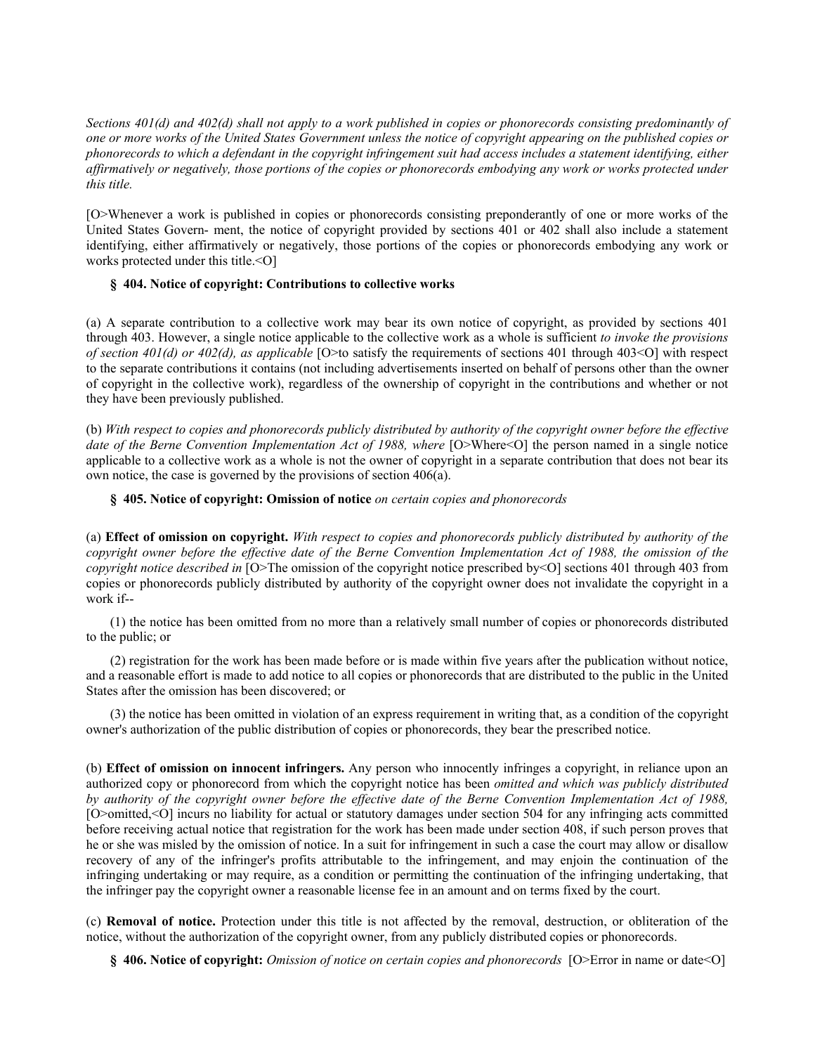*Sections 401(d) and 402(d) shall not apply to a work published in copies or phonorecords consisting predominantly of one or more works of the United States Government unless the notice of copyright appearing on the published copies or phonorecords to which a defendant in the copyright infringement suit had access includes a statement identifying, either affirmatively or negatively, those portions of the copies or phonorecords embodying any work or works protected under this title.*

[O>Whenever a work is published in copies or phonorecords consisting preponderantly of one or more works of the United States Govern- ment, the notice of copyright provided by sections 401 or 402 shall also include a statement identifying, either affirmatively or negatively, those portions of the copies or phonorecords embodying any work or works protected under this title.<O]

### § 404. Notice of copyright: Contributions to collective works

(a) A separate contribution to a collective work may bear its own notice of copyright, as provided by sections 401 through 403. However, a single notice applicable to the collective work as a whole is sufficient *to invoke the provisions of section 401(d) or 402(d), as applicable* [O>to satisfy the requirements of sections 401 through 403<O] with respect to the separate contributions it contains (not including advertisements inserted on behalf of persons other than the owner of copyright in the collective work), regardless of the ownership of copyright in the contributions and whether or not they have been previously published.

(b) *With respect to copies and phonorecords publicly distributed by authority of the copyright owner before the effective date of the Berne Convention Implementation Act of 1988, where* [O>Where<O] the person named in a single notice applicable to a collective work as a whole is not the owner of copyright in a separate contribution that does not bear its own notice, the case is governed by the provisions of section 406(a).

### § 405. Notice of copyright: Omission of notice *on certain copies and phonorecords*

(a) **Effect of omission on copyright.** *With respect to copies and phonorecords publicly distributed by authority of the copyright owner before the effective date of the Berne Convention Implementation Act of 1988, the omission of the copyright notice described in* [O>The omission of the copyright notice prescribed by<O] sections 401 through 403 from copies or phonorecords publicly distributed by authority of the copyright owner does not invalidate the copyright in a work if--

(1) the notice has been omitted from no more than a relatively small number of copies or phonorecords distributed to the public; or

(2) registration for the work has been made before or is made within five years after the publication without notice, and a reasonable effort is made to add notice to all copies or phonorecords that are distributed to the public in the United States after the omission has been discovered; or

(3) the notice has been omitted in violation of an express requirement in writing that, as a condition of the copyright owner's authorization of the public distribution of copies or phonorecords, they bear the prescribed notice.

(b) **Effect of omission on innocent infringers.** Any person who innocently infringes a copyright, in reliance upon an authorized copy or phonorecord from which the copyright notice has been *omitted and which was publicly distributed by authority of the copyright owner before the effective date of the Berne Convention Implementation Act of 1988,* [O>omitted,<O] incurs no liability for actual or statutory damages under section 504 for any infringing acts committed before receiving actual notice that registration for the work has been made under section 408, if such person proves that he or she was misled by the omission of notice. In a suit for infringement in such a case the court may allow or disallow recovery of any of the infringer's profits attributable to the infringement, and may enjoin the continuation of the infringing undertaking or may require, as a condition or permitting the continuation of the infringing undertaking, that the infringer pay the copyright owner a reasonable license fee in an amount and on terms fixed by the court.

(c) **Removal of notice.** Protection under this title is not affected by the removal, destruction, or obliteration of the notice, without the authorization of the copyright owner, from any publicly distributed copies or phonorecords.

### § 406. Notice of copyright: *Omission of notice on certain copies and phonorecords* [O>Error in name or date<O]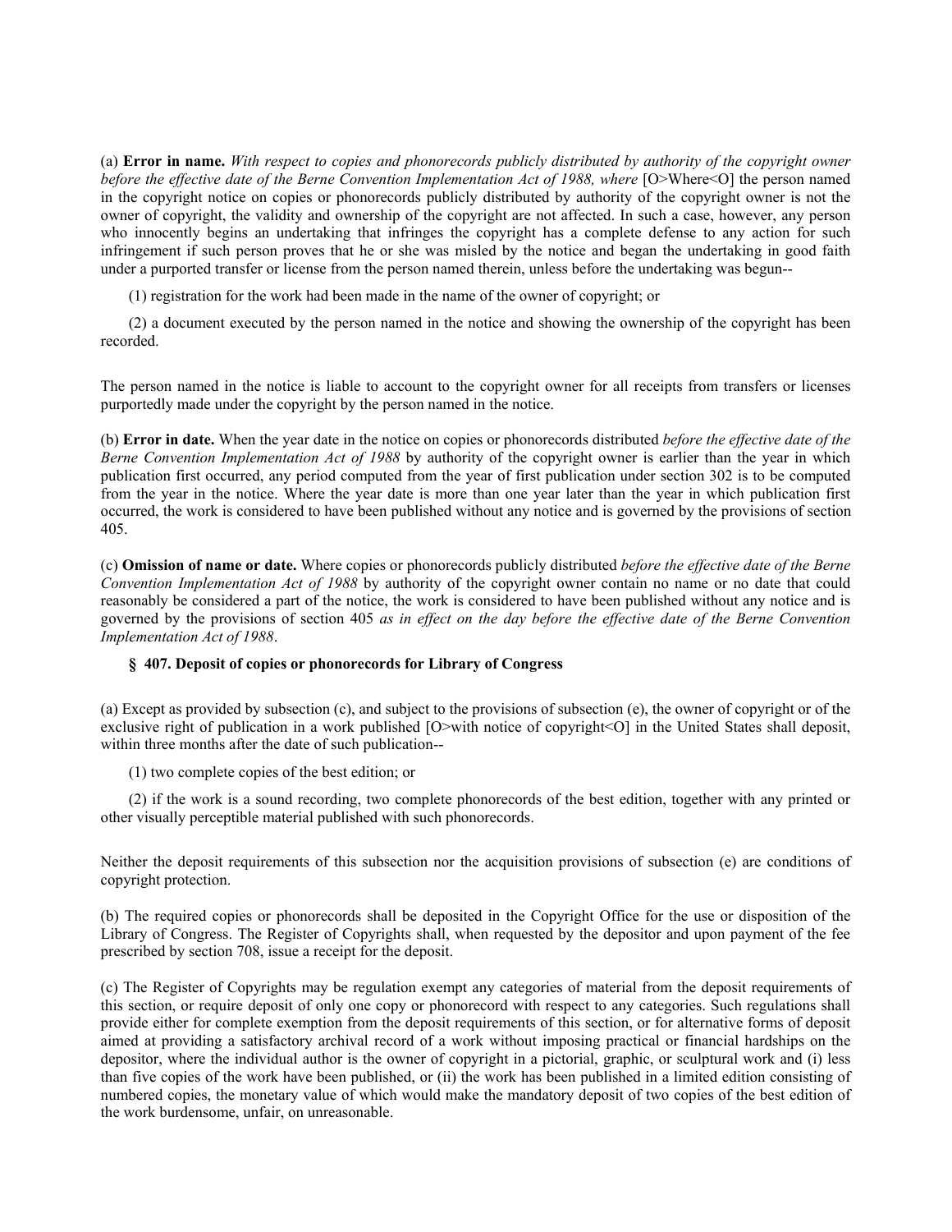(a) **Error in name.** *With respect to copies and phonorecords publicly distributed by authority of the copyright owner before the effective date of the Berne Convention Implementation Act of 1988, where* [O>Where<O] the person named in the copyright notice on copies or phonorecords publicly distributed by authority of the copyright owner is not the owner of copyright, the validity and ownership of the copyright are not affected. In such a case, however, any person who innocently begins an undertaking that infringes the copyright has a complete defense to any action for such infringement if such person proves that he or she was misled by the notice and began the undertaking in good faith under a purported transfer or license from the person named therein, unless before the undertaking was begun--

(1) registration for the work had been made in the name of the owner of copyright; or

(2) a document executed by the person named in the notice and showing the ownership of the copyright has been recorded.

The person named in the notice is liable to account to the copyright owner for all receipts from transfers or licenses purportedly made under the copyright by the person named in the notice.

(b) **Error in date.** When the year date in the notice on copies or phonorecords distributed *before the effective date of the Berne Convention Implementation Act of 1988* by authority of the copyright owner is earlier than the year in which publication first occurred, any period computed from the year of first publication under section 302 is to be computed from the year in the notice. Where the year date is more than one year later than the year in which publication first occurred, the work is considered to have been published without any notice and is governed by the provisions of section 405.

(c) **Omission of name or date.** Where copies or phonorecords publicly distributed *before the effective date of the Berne Convention Implementation Act of 1988* by authority of the copyright owner contain no name or no date that could reasonably be considered a part of the notice, the work is considered to have been published without any notice and is governed by the provisions of section 405 *as in effect on the day before the effective date of the Berne Convention Implementation Act of 1988*.

### § 407. Deposit of copies or phonorecords for Library of Congress

(a) Except as provided by subsection (c), and subject to the provisions of subsection (e), the owner of copyright or of the exclusive right of publication in a work published [O>with notice of copyright<O] in the United States shall deposit, within three months after the date of such publication--

(1) two complete copies of the best edition; or

(2) if the work is a sound recording, two complete phonorecords of the best edition, together with any printed or other visually perceptible material published with such phonorecords.

Neither the deposit requirements of this subsection nor the acquisition provisions of subsection (e) are conditions of copyright protection.

(b) The required copies or phonorecords shall be deposited in the Copyright Office for the use or disposition of the Library of Congress. The Register of Copyrights shall, when requested by the depositor and upon payment of the fee prescribed by section 708, issue a receipt for the deposit.

(c) The Register of Copyrights may be regulation exempt any categories of material from the deposit requirements of this section, or require deposit of only one copy or phonorecord with respect to any categories. Such regulations shall provide either for complete exemption from the deposit requirements of this section, or for alternative forms of deposit aimed at providing a satisfactory archival record of a work without imposing practical or financial hardships on the depositor, where the individual author is the owner of copyright in a pictorial, graphic, or sculptural work and (i) less than five copies of the work have been published, or (ii) the work has been published in a limited edition consisting of numbered copies, the monetary value of which would make the mandatory deposit of two copies of the best edition of the work burdensome, unfair, on unreasonable.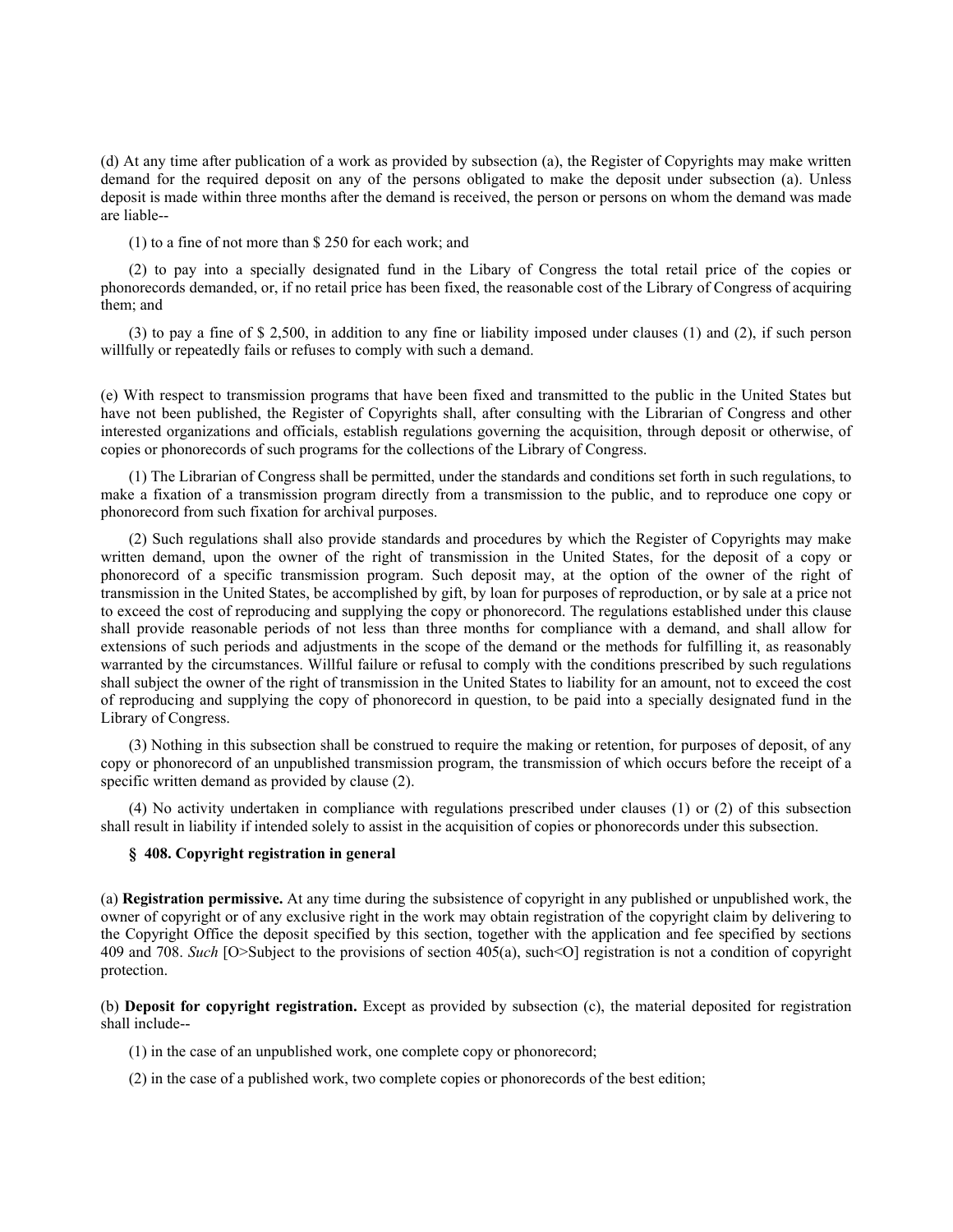(d) At any time after publication of a work as provided by subsection (a), the Register of Copyrights may make written demand for the required deposit on any of the persons obligated to make the deposit under subsection (a). Unless deposit is made within three months after the demand is received, the person or persons on whom the demand was made are liable--

(1) to a fine of not more than $ 250 for each work; and

(2) to pay into a specially designated fund in the Libary of Congress the total retail price of the copies or phonorecords demanded, or, if no retail price has been fixed, the reasonable cost of the Library of Congress of acquiring them; and

(3) to pay a fine of $ 2,500, in addition to any fine or liability imposed under clauses (1) and (2), if such person willfully or repeatedly fails or refuses to comply with such a demand.

(e) With respect to transmission programs that have been fixed and transmitted to the public in the United States but have not been published, the Register of Copyrights shall, after consulting with the Librarian of Congress and other interested organizations and officials, establish regulations governing the acquisition, through deposit or otherwise, of copies or phonorecords of such programs for the collections of the Library of Congress.

(1) The Librarian of Congress shall be permitted, under the standards and conditions set forth in such regulations, to make a fixation of a transmission program directly from a transmission to the public, and to reproduce one copy or phonorecord from such fixation for archival purposes.

(2) Such regulations shall also provide standards and procedures by which the Register of Copyrights may make written demand, upon the owner of the right of transmission in the United States, for the deposit of a copy or phonorecord of a specific transmission program. Such deposit may, at the option of the owner of the right of transmission in the United States, be accomplished by gift, by loan for purposes of reproduction, or by sale at a price not to exceed the cost of reproducing and supplying the copy or phonorecord. The regulations established under this clause shall provide reasonable periods of not less than three months for compliance with a demand, and shall allow for extensions of such periods and adjustments in the scope of the demand or the methods for fulfilling it, as reasonably warranted by the circumstances. Willful failure or refusal to comply with the conditions prescribed by such regulations shall subject the owner of the right of transmission in the United States to liability for an amount, not to exceed the cost of reproducing and supplying the copy of phonorecord in question, to be paid into a specially designated fund in the Library of Congress.

(3) Nothing in this subsection shall be construed to require the making or retention, for purposes of deposit, of any copy or phonorecord of an unpublished transmission program, the transmission of which occurs before the receipt of a specific written demand as provided by clause (2).

(4) No activity undertaken in compliance with regulations prescribed under clauses (1) or (2) of this subsection shall result in liability if intended solely to assist in the acquisition of copies or phonorecords under this subsection.

### § 408. Copyright registration in general

(a) **Registration permissive.** At any time during the subsistence of copyright in any published or unpublished work, the owner of copyright or of any exclusive right in the work may obtain registration of the copyright claim by delivering to the Copyright Office the deposit specified by this section, together with the application and fee specified by sections 409 and 708. *Such* [O>Subject to the provisions of section 405(a), such<O] registration is not a condition of copyright protection.

(b) **Deposit for copyright registration.** Except as provided by subsection (c), the material deposited for registration shall include--

(1) in the case of an unpublished work, one complete copy or phonorecord;

(2) in the case of a published work, two complete copies or phonorecords of the best edition;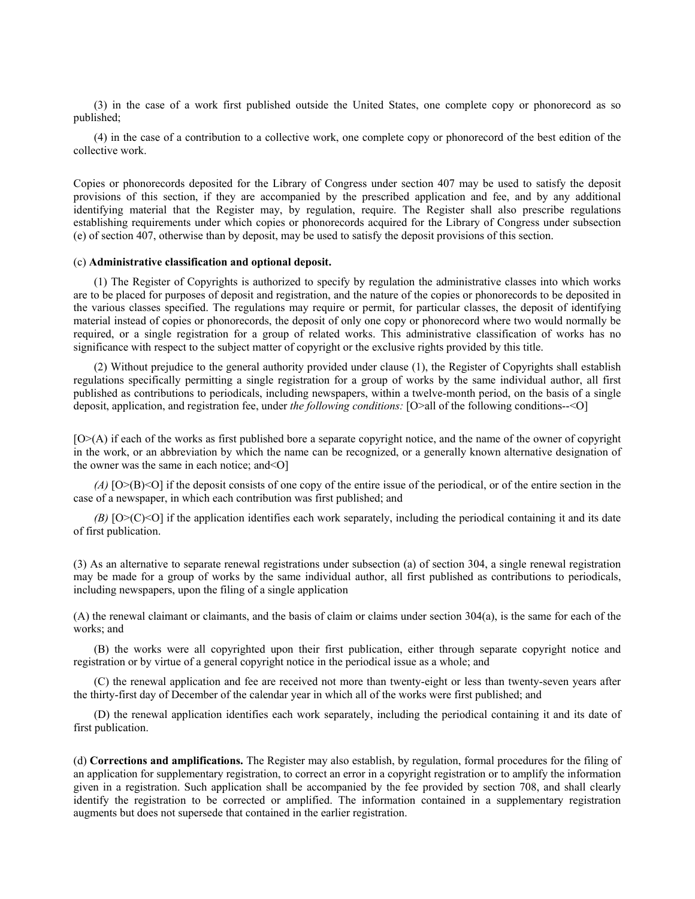(3) in the case of a work first published outside the United States, one complete copy or phonorecord as so published;

(4) in the case of a contribution to a collective work, one complete copy or phonorecord of the best edition of the collective work.

Copies or phonorecords deposited for the Library of Congress under section 407 may be used to satisfy the deposit provisions of this section, if they are accompanied by the prescribed application and fee, and by any additional identifying material that the Register may, by regulation, require. The Register shall also prescribe regulations establishing requirements under which copies or phonorecords acquired for the Library of Congress under subsection (e) of section 407, otherwise than by deposit, may be used to satisfy the deposit provisions of this section.

(c) **Administrative classification and optional deposit.**

(1) The Register of Copyrights is authorized to specify by regulation the administrative classes into which works are to be placed for purposes of deposit and registration, and the nature of the copies or phonorecords to be deposited in the various classes specified. The regulations may require or permit, for particular classes, the deposit of identifying material instead of copies or phonorecords, the deposit of only one copy or phonorecord where two would normally be required, or a single registration for a group of related works. This administrative classification of works has no significance with respect to the subject matter of copyright or the exclusive rights provided by this title.

(2) Without prejudice to the general authority provided under clause (1), the Register of Copyrights shall establish regulations specifically permitting a single registration for a group of works by the same individual author, all first published as contributions to periodicals, including newspapers, within a twelve-month period, on the basis of a single deposit, application, and registration fee, under *the following conditions:* [O>all of the following conditions--<O]

[O>(A) if each of the works as first published bore a separate copyright notice, and the name of the owner of copyright in the work, or an abbreviation by which the name can be recognized, or a generally known alternative designation of the owner was the same in each notice; and<O]

*(A)* [O>(B)<O] if the deposit consists of one copy of the entire issue of the periodical, or of the entire section in the case of a newspaper, in which each contribution was first published; and

*(B)* [O>(C)<O] if the application identifies each work separately, including the periodical containing it and its date of first publication.

(3) As an alternative to separate renewal registrations under subsection (a) of section 304, a single renewal registration may be made for a group of works by the same individual author, all first published as contributions to periodicals, including newspapers, upon the filing of a single application

(A) the renewal claimant or claimants, and the basis of claim or claims under section 304(a), is the same for each of the works; and

(B) the works were all copyrighted upon their first publication, either through separate copyright notice and registration or by virtue of a general copyright notice in the periodical issue as a whole; and

(C) the renewal application and fee are received not more than twenty-eight or less than twenty-seven years after the thirty-first day of December of the calendar year in which all of the works were first published; and

(D) the renewal application identifies each work separately, including the periodical containing it and its date of first publication.

(d) **Corrections and amplifications.** The Register may also establish, by regulation, formal procedures for the filing of an application for supplementary registration, to correct an error in a copyright registration or to amplify the information given in a registration. Such application shall be accompanied by the fee provided by section 708, and shall clearly identify the registration to be corrected or amplified. The information contained in a supplementary registration augments but does not supersede that contained in the earlier registration.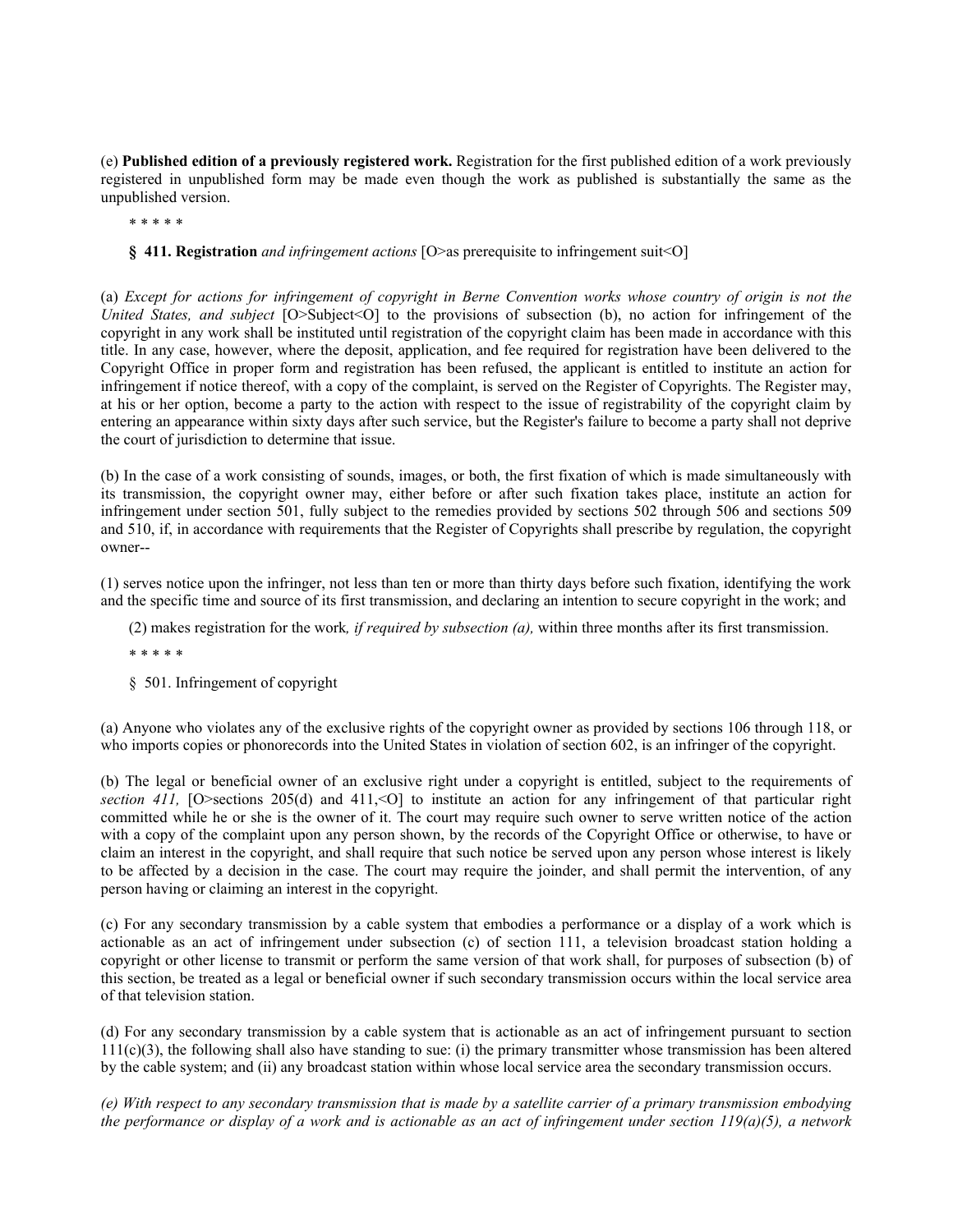(e) **Published edition of a previously registered work.** Registration for the first published edition of a work previously registered in unpublished form may be made even though the work as published is substantially the same as the unpublished version.

\* \* \* \* \*

**§ 411. Registration** *and infringement actions* [O>as prerequisite to infringement suit<O]

(a) *Except for actions for infringement of copyright in Berne Convention works whose country of origin is not the United States, and subject* [O>Subject<O] to the provisions of subsection (b), no action for infringement of the copyright in any work shall be instituted until registration of the copyright claim has been made in accordance with this title. In any case, however, where the deposit, application, and fee required for registration have been delivered to the Copyright Office in proper form and registration has been refused, the applicant is entitled to institute an action for infringement if notice thereof, with a copy of the complaint, is served on the Register of Copyrights. The Register may, at his or her option, become a party to the action with respect to the issue of registrability of the copyright claim by entering an appearance within sixty days after such service, but the Register's failure to become a party shall not deprive the court of jurisdiction to determine that issue.

(b) In the case of a work consisting of sounds, images, or both, the first fixation of which is made simultaneously with its transmission, the copyright owner may, either before or after such fixation takes place, institute an action for infringement under section 501, fully subject to the remedies provided by sections 502 through 506 and sections 509 and 510, if, in accordance with requirements that the Register of Copyrights shall prescribe by regulation, the copyright owner--

(1) serves notice upon the infringer, not less than ten or more than thirty days before such fixation, identifying the work and the specific time and source of its first transmission, and declaring an intention to secure copyright in the work; and

(2) makes registration for the work*, if required by subsection (a),* within three months after its first transmission.

\* \* \* \* \*

§ 501. Infringement of copyright

(a) Anyone who violates any of the exclusive rights of the copyright owner as provided by sections 106 through 118, or who imports copies or phonorecords into the United States in violation of section 602, is an infringer of the copyright.

(b) The legal or beneficial owner of an exclusive right under a copyright is entitled, subject to the requirements of *section 411,* [O>sections 205(d) and 411,<O] to institute an action for any infringement of that particular right committed while he or she is the owner of it. The court may require such owner to serve written notice of the action with a copy of the complaint upon any person shown, by the records of the Copyright Office or otherwise, to have or claim an interest in the copyright, and shall require that such notice be served upon any person whose interest is likely to be affected by a decision in the case. The court may require the joinder, and shall permit the intervention, of any person having or claiming an interest in the copyright.

(c) For any secondary transmission by a cable system that embodies a performance or a display of a work which is actionable as an act of infringement under subsection (c) of section 111, a television broadcast station holding a copyright or other license to transmit or perform the same version of that work shall, for purposes of subsection (b) of this section, be treated as a legal or beneficial owner if such secondary transmission occurs within the local service area of that television station.

(d) For any secondary transmission by a cable system that is actionable as an act of infringement pursuant to section 111(c)(3), the following shall also have standing to sue: (i) the primary transmitter whose transmission has been altered by the cable system; and (ii) any broadcast station within whose local service area the secondary transmission occurs.

*(e) With respect to any secondary transmission that is made by a satellite carrier of a primary transmission embodying the performance or display of a work and is actionable as an act of infringement under section 119(a)(5), a network*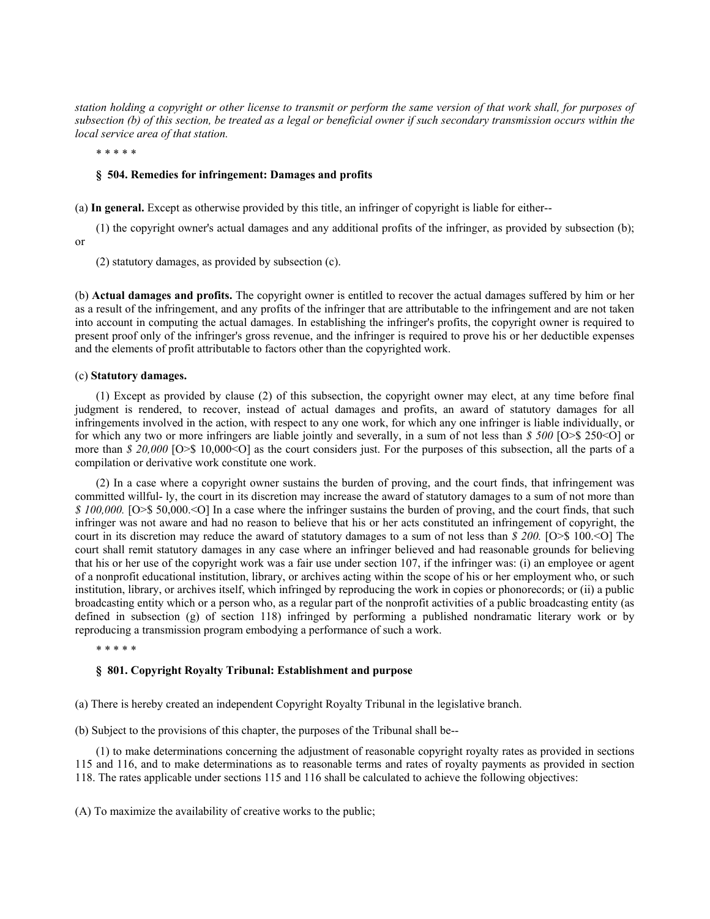*station holding a copyright or other license to transmit or perform the same version of that work shall, for purposes of subsection (b) of this section, be treated as a legal or beneficial owner if such secondary transmission occurs within the local service area of that station.*

\* \* \* \* \*

### § 504. Remedies for infringement: Damages and profits

(a) **In general.** Except as otherwise provided by this title, an infringer of copyright is liable for either--

(1) the copyright owner's actual damages and any additional profits of the infringer, as provided by subsection (b); or

(2) statutory damages, as provided by subsection (c).

(b) **Actual damages and profits.** The copyright owner is entitled to recover the actual damages suffered by him or her as a result of the infringement, and any profits of the infringer that are attributable to the infringement and are not taken into account in computing the actual damages. In establishing the infringer's profits, the copyright owner is required to present proof only of the infringer's gross revenue, and the infringer is required to prove his or her deductible expenses and the elements of profit attributable to factors other than the copyrighted work.

(c) **Statutory damages.**

(1) Except as provided by clause (2) of this subsection, the copyright owner may elect, at any time before final judgment is rendered, to recover, instead of actual damages and profits, an award of statutory damages for all infringements involved in the action, with respect to any one work, for which any one infringer is liable individually, or for which any two or more infringers are liable jointly and severally, in a sum of not less than *$ 500* [O>$ 250<O] or more than *$ 20,000* [O>$ 10,000<O] as the court considers just. For the purposes of this subsection, all the parts of a compilation or derivative work constitute one work.

(2) In a case where a copyright owner sustains the burden of proving, and the court finds, that infringement was committed willful- ly, the court in its discretion may increase the award of statutory damages to a sum of not more than *$ 100,000.* [O>$ 50,000.<O] In a case where the infringer sustains the burden of proving, and the court finds, that such infringer was not aware and had no reason to believe that his or her acts constituted an infringement of copyright, the court in its discretion may reduce the award of statutory damages to a sum of not less than *$ 200.* [O>$ 100.<O] The court shall remit statutory damages in any case where an infringer believed and had reasonable grounds for believing that his or her use of the copyright work was a fair use under section 107, if the infringer was: (i) an employee or agent of a nonprofit educational institution, library, or archives acting within the scope of his or her employment who, or such institution, library, or archives itself, which infringed by reproducing the work in copies or phonorecords; or (ii) a public broadcasting entity which or a person who, as a regular part of the nonprofit activities of a public broadcasting entity (as defined in subsection (g) of section 118) infringed by performing a published nondramatic literary work or by reproducing a transmission program embodying a performance of such a work.

\* \* \* \* \*

### § 801. Copyright Royalty Tribunal: Establishment and purpose

(a) There is hereby created an independent Copyright Royalty Tribunal in the legislative branch.

(b) Subject to the provisions of this chapter, the purposes of the Tribunal shall be--

(1) to make determinations concerning the adjustment of reasonable copyright royalty rates as provided in sections 115 and 116, and to make determinations as to reasonable terms and rates of royalty payments as provided in section 118. The rates applicable under sections 115 and 116 shall be calculated to achieve the following objectives:

(A) To maximize the availability of creative works to the public;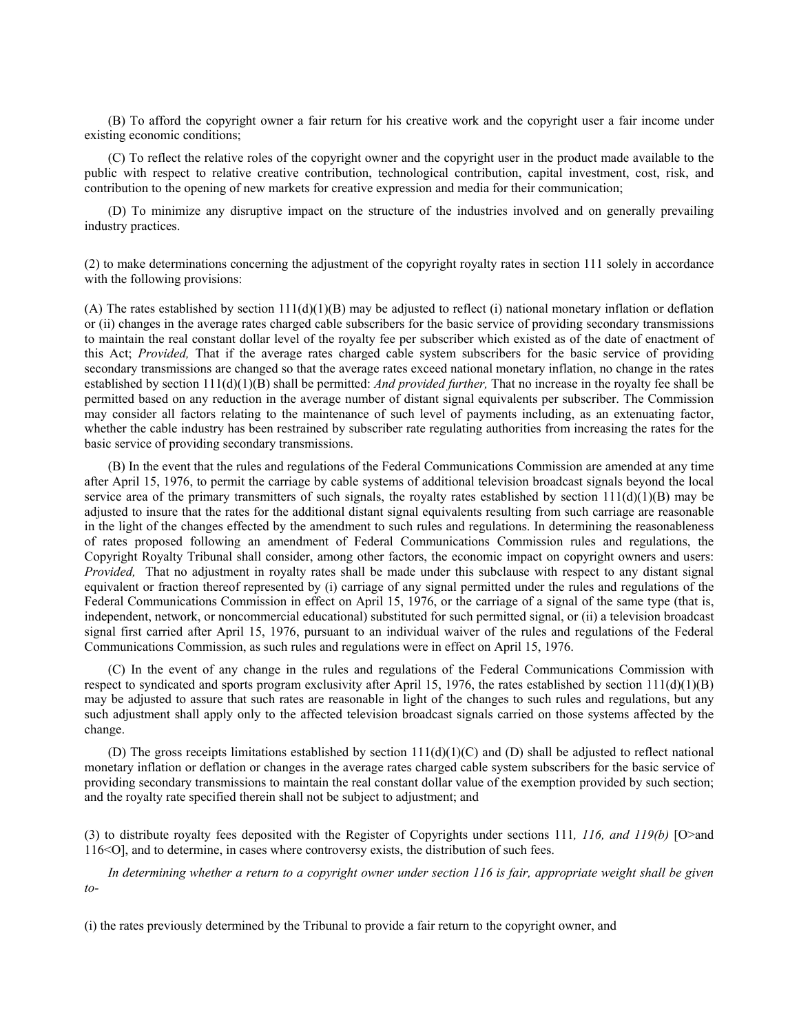(B) To afford the copyright owner a fair return for his creative work and the copyright user a fair income under existing economic conditions;

(C) To reflect the relative roles of the copyright owner and the copyright user in the product made available to the public with respect to relative creative contribution, technological contribution, capital investment, cost, risk, and contribution to the opening of new markets for creative expression and media for their communication;

(D) To minimize any disruptive impact on the structure of the industries involved and on generally prevailing industry practices.

(2) to make determinations concerning the adjustment of the copyright royalty rates in section 111 solely in accordance with the following provisions:

(A) The rates established by section 111(d)(1)(B) may be adjusted to reflect (i) national monetary inflation or deflation or (ii) changes in the average rates charged cable subscribers for the basic service of providing secondary transmissions to maintain the real constant dollar level of the royalty fee per subscriber which existed as of the date of enactment of this Act; *Provided,* That if the average rates charged cable system subscribers for the basic service of providing secondary transmissions are changed so that the average rates exceed national monetary inflation, no change in the rates established by section 111(d)(1)(B) shall be permitted: *And provided further,* That no increase in the royalty fee shall be permitted based on any reduction in the average number of distant signal equivalents per subscriber. The Commission may consider all factors relating to the maintenance of such level of payments including, as an extenuating factor, whether the cable industry has been restrained by subscriber rate regulating authorities from increasing the rates for the basic service of providing secondary transmissions.

(B) In the event that the rules and regulations of the Federal Communications Commission are amended at any time after April 15, 1976, to permit the carriage by cable systems of additional television broadcast signals beyond the local service area of the primary transmitters of such signals, the royalty rates established by section 111(d)(1)(B) may be adjusted to insure that the rates for the additional distant signal equivalents resulting from such carriage are reasonable in the light of the changes effected by the amendment to such rules and regulations. In determining the reasonableness of rates proposed following an amendment of Federal Communications Commission rules and regulations, the Copyright Royalty Tribunal shall consider, among other factors, the economic impact on copyright owners and users: *Provided,* That no adjustment in royalty rates shall be made under this subclause with respect to any distant signal equivalent or fraction thereof represented by (i) carriage of any signal permitted under the rules and regulations of the Federal Communications Commission in effect on April 15, 1976, or the carriage of a signal of the same type (that is, independent, network, or noncommercial educational) substituted for such permitted signal, or (ii) a television broadcast signal first carried after April 15, 1976, pursuant to an individual waiver of the rules and regulations of the Federal Communications Commission, as such rules and regulations were in effect on April 15, 1976.

(C) In the event of any change in the rules and regulations of the Federal Communications Commission with respect to syndicated and sports program exclusivity after April 15, 1976, the rates established by section 111(d)(1)(B) may be adjusted to assure that such rates are reasonable in light of the changes to such rules and regulations, but any such adjustment shall apply only to the affected television broadcast signals carried on those systems affected by the change.

(D) The gross receipts limitations established by section 111(d)(1)(C) and (D) shall be adjusted to reflect national monetary inflation or deflation or changes in the average rates charged cable system subscribers for the basic service of providing secondary transmissions to maintain the real constant dollar value of the exemption provided by such section; and the royalty rate specified therein shall not be subject to adjustment; and

(3) to distribute royalty fees deposited with the Register of Copyrights under sections 111*, 116, and 119(b)* [O>and 116<O], and to determine, in cases where controversy exists, the distribution of such fees.

*In determining whether a return to a copyright owner under section 116 is fair, appropriate weight shall be given to-*

(i) the rates previously determined by the Tribunal to provide a fair return to the copyright owner, and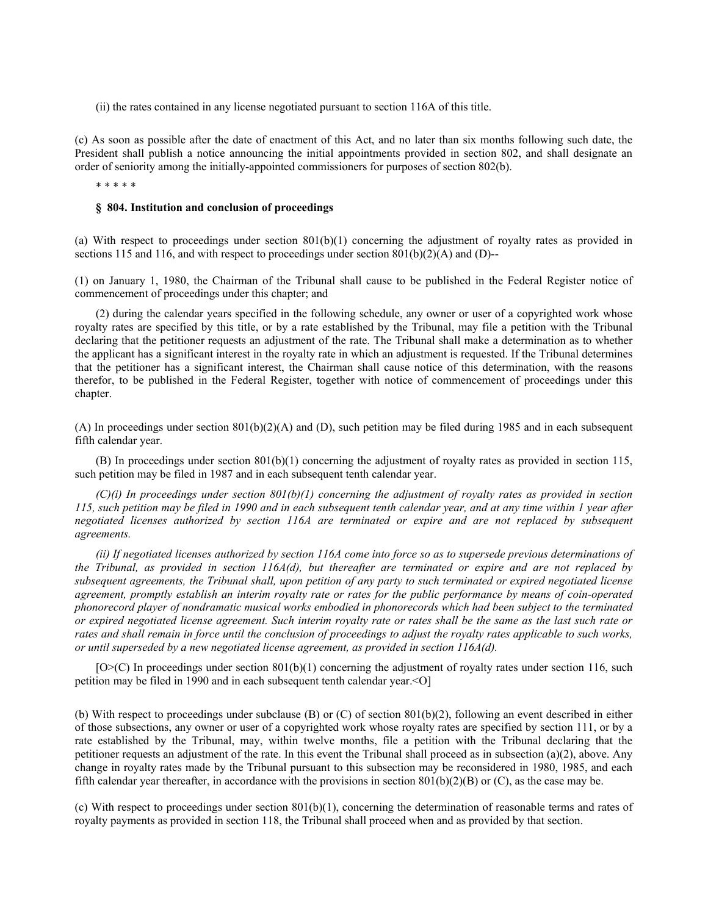(ii) the rates contained in any license negotiated pursuant to section 116A of this title.

(c) As soon as possible after the date of enactment of this Act, and no later than six months following such date, the President shall publish a notice announcing the initial appointments provided in section 802, and shall designate an order of seniority among the initially-appointed commissioners for purposes of section 802(b).

* * * * *

### § 804. Institution and conclusion of proceedings

(a) With respect to proceedings under section 801(b)(1) concerning the adjustment of royalty rates as provided in sections 115 and 116, and with respect to proceedings under section 801(b)(2)(A) and (D)--

(1) on January 1, 1980, the Chairman of the Tribunal shall cause to be published in the Federal Register notice of commencement of proceedings under this chapter; and

(2) during the calendar years specified in the following schedule, any owner or user of a copyrighted work whose royalty rates are specified by this title, or by a rate established by the Tribunal, may file a petition with the Tribunal declaring that the petitioner requests an adjustment of the rate. The Tribunal shall make a determination as to whether the applicant has a significant interest in the royalty rate in which an adjustment is requested. If the Tribunal determines that the petitioner has a significant interest, the Chairman shall cause notice of this determination, with the reasons therefor, to be published in the Federal Register, together with notice of commencement of proceedings under this chapter.

(A) In proceedings under section 801(b)(2)(A) and (D), such petition may be filed during 1985 and in each subsequent fifth calendar year.

(B) In proceedings under section 801(b)(1) concerning the adjustment of royalty rates as provided in section 115, such petition may be filed in 1987 and in each subsequent tenth calendar year.

*(C)(i) In proceedings under section 801(b)(1) concerning the adjustment of royalty rates as provided in section 115, such petition may be filed in 1990 and in each subsequent tenth calendar year, and at any time within 1 year after negotiated licenses authorized by section 116A are terminated or expire and are not replaced by subsequent agreements.*

*(ii) If negotiated licenses authorized by section 116A come into force so as to supersede previous determinations of the Tribunal, as provided in section 116A(d), but thereafter are terminated or expire and are not replaced by subsequent agreements, the Tribunal shall, upon petition of any party to such terminated or expired negotiated license agreement, promptly establish an interim royalty rate or rates for the public performance by means of coin-operated phonorecord player of nondramatic musical works embodied in phonorecords which had been subject to the terminated or expired negotiated license agreement. Such interim royalty rate or rates shall be the same as the last such rate or rates and shall remain in force until the conclusion of proceedings to adjust the royalty rates applicable to such works, or until superseded by a new negotiated license agreement, as provided in section 116A(d).*

[O>(C) In proceedings under section 801(b)(1) concerning the adjustment of royalty rates under section 116, such petition may be filed in 1990 and in each subsequent tenth calendar year.<O]

(b) With respect to proceedings under subclause (B) or (C) of section 801(b)(2), following an event described in either of those subsections, any owner or user of a copyrighted work whose royalty rates are specified by section 111, or by a rate established by the Tribunal, may, within twelve months, file a petition with the Tribunal declaring that the petitioner requests an adjustment of the rate. In this event the Tribunal shall proceed as in subsection (a)(2), above. Any change in royalty rates made by the Tribunal pursuant to this subsection may be reconsidered in 1980, 1985, and each fifth calendar year thereafter, in accordance with the provisions in section 801(b)(2)(B) or (C), as the case may be.

(c) With respect to proceedings under section 801(b)(1), concerning the determination of reasonable terms and rates of royalty payments as provided in section 118, the Tribunal shall proceed when and as provided by that section.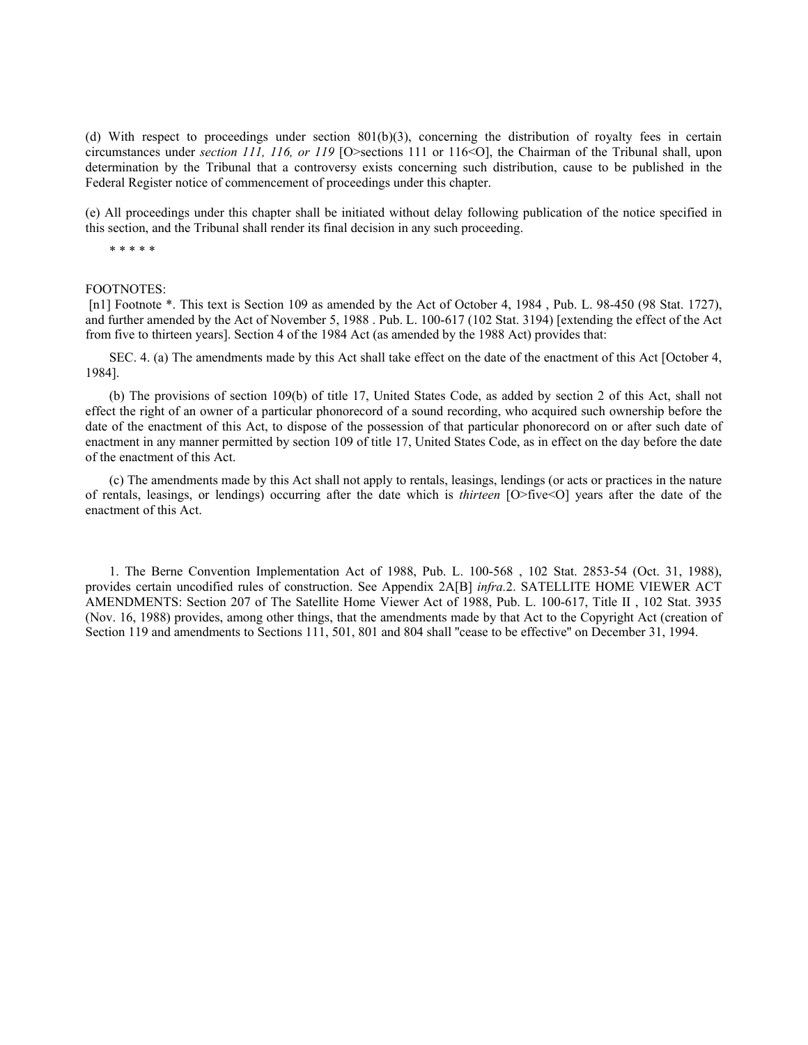(d) With respect to proceedings under section 801(b)(3), concerning the distribution of royalty fees in certain circumstances under *section 111, 116, or 119* [O>sections 111 or 116<O], the Chairman of the Tribunal shall, upon determination by the Tribunal that a controversy exists concerning such distribution, cause to be published in the Federal Register notice of commencement of proceedings under this chapter.

(e) All proceedings under this chapter shall be initiated without delay following publication of the notice specified in this section, and the Tribunal shall render its final decision in any such proceeding.

\* \* \* \* \*

FOOTNOTES:

[n1] Footnote *. This text is Section 109 as amended by the Act of October 4, 1984 , Pub. L. 98-450 (98 Stat. 1727), and further amended by the Act of November 5, 1988 . Pub. L. 100-617 (102 Stat. 3194) [extending the effect of the Act from five to thirteen years]. Section 4 of the 1984 Act (as amended by the 1988 Act) provides that:

SEC. 4. (a) The amendments made by this Act shall take effect on the date of the enactment of this Act [October 4, 1984].

(b) The provisions of section 109(b) of title 17, United States Code, as added by section 2 of this Act, shall not effect the right of an owner of a particular phonorecord of a sound recording, who acquired such ownership before the date of the enactment of this Act, to dispose of the possession of that particular phonorecord on or after such date of enactment in any manner permitted by section 109 of title 17, United States Code, as in effect on the day before the date of the enactment of this Act.

(c) The amendments made by this Act shall not apply to rentals, leasings, lendings (or acts or practices in the nature of rentals, leasings, or lendings) occurring after the date which is *thirteen* [O>five<O] years after the date of the enactment of this Act.

1. The Berne Convention Implementation Act of 1988, Pub. L. 100-568 , 102 Stat. 2853-54 (Oct. 31, 1988), provides certain uncodified rules of construction. See Appendix 2A[B] *infra*.2. SATELLITE HOME VIEWER ACT AMENDMENTS: Section 207 of The Satellite Home Viewer Act of 1988, Pub. L. 100-617, Title II , 102 Stat. 3935 (Nov. 16, 1988) provides, among other things, that the amendments made by that Act to the Copyright Act (creation of Section 119 and amendments to Sections 111, 501, 801 and 804 shall "cease to be effective" on December 31, 1994.